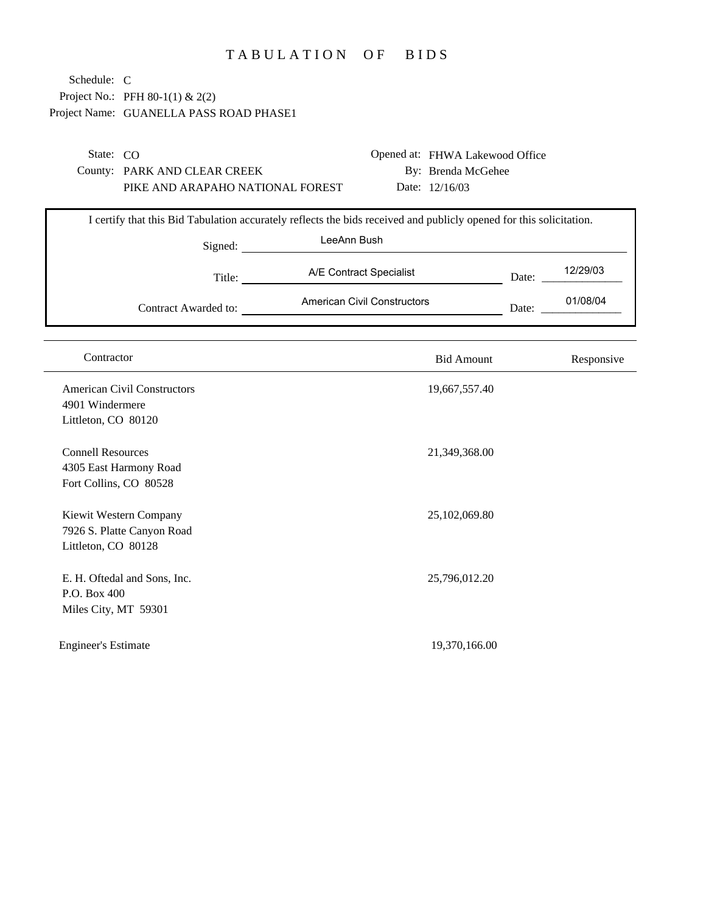# TABULATION OF BIDS

Schedule: C
Project No.: PFH 80-1(1) & 2(2)
Project Name: GUANELLA PASS ROAD PHASE1

State: CO
County: PARK AND CLEAR CREEK
PIKE AND ARAPAHO NATIONAL FOREST

Opened at: FHWA Lakewood Office
By: Brenda McGehee
Date: 12/16/03

I certify that this Bid Tabulation accurately reflects the bids received and publicly opened for this solicitation.

Signed: LeeAnn Bush

Title: A/E Contract Specialist Date: 12/29/03

Contract Awarded to: American Civil Constructors Date: 01/08/04

| Contractor | Bid Amount | Responsive |
|---|---|---|
| American Civil Constructors<br>4901 Windermere<br>Littleton, CO 80120 | 19,667,557.40 | |
| Connell Resources<br>4305 East Harmony Road<br>Fort Collins, CO 80528 | 21,349,368.00 | |
| Kiewit Western Company<br>7926 S. Platte Canyon Road<br>Littleton, CO 80128 | 25,102,069.80 | |
| E. H. Oftedal and Sons, Inc.<br>P.O. Box 400<br>Miles City, MT 59301 | 25,796,012.20 | |
| Engineer's Estimate | 19,370,166.00 | |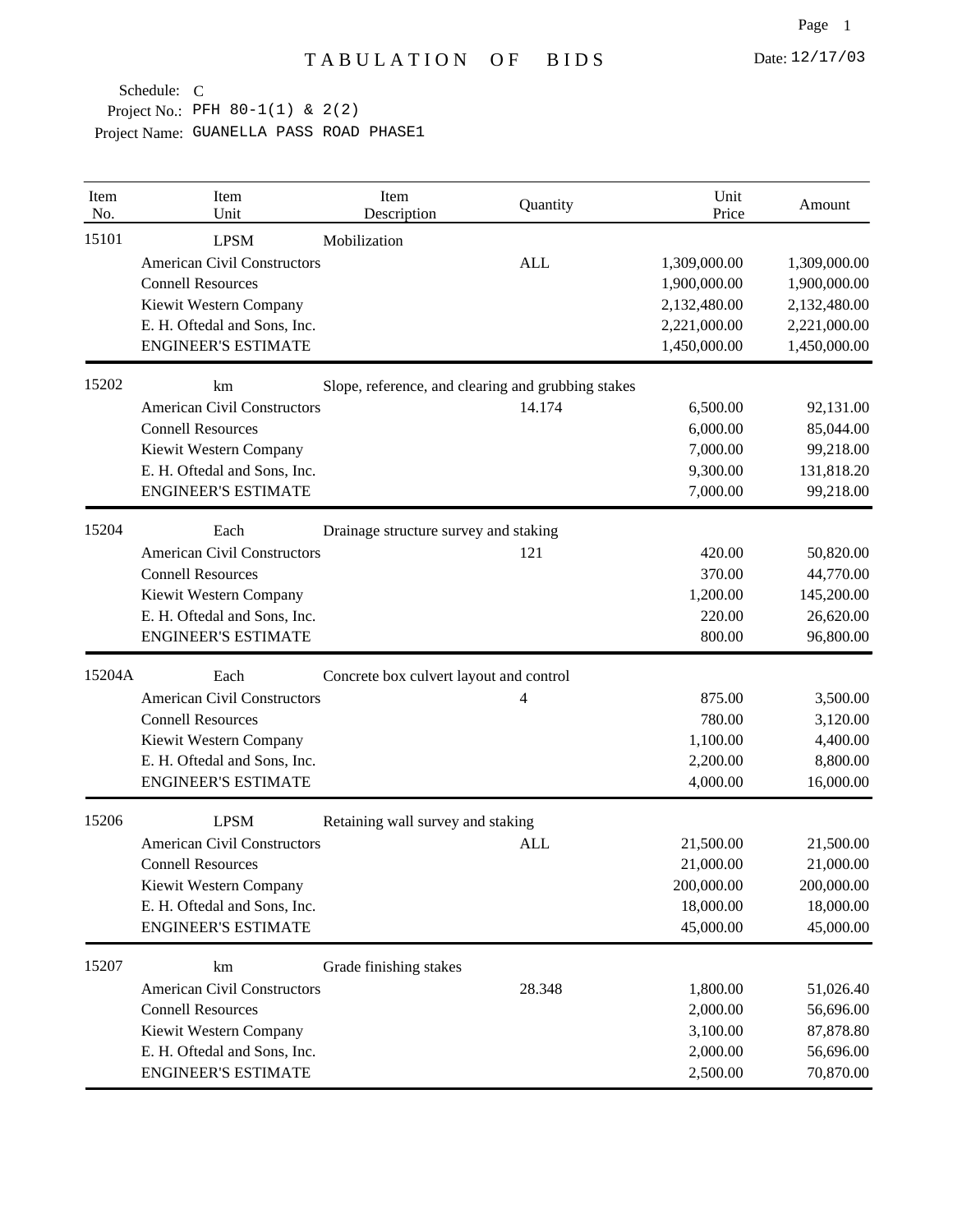# TABULATION OF BIDS

Date: 12/17/03

Schedule: C
Project No.: PFH 80-1(1) & 2(2)
Project Name: GUANELLA PASS ROAD PHASE1

| Item No. | Item Unit | Item Description | Quantity | Unit Price | Amount |
|---|---|---|---|---|---|
| 15101 | LPSM | Mobilization | | | |
| | American Civil Constructors | | ALL | 1,309,000.00 | 1,309,000.00 |
| | Connell Resources | | | 1,900,000.00 | 1,900,000.00 |
| | Kiewit Western Company | | | 2,132,480.00 | 2,132,480.00 |
| | E. H. Oftedal and Sons, Inc. | | | 2,221,000.00 | 2,221,000.00 |
| | ENGINEER'S ESTIMATE | | | 1,450,000.00 | 1,450,000.00 |
| 15202 | km | Slope, reference, and clearing and grubbing stakes | | | |
| | American Civil Constructors | | 14.174 | 6,500.00 | 92,131.00 |
| | Connell Resources | | | 6,000.00 | 85,044.00 |
| | Kiewit Western Company | | | 7,000.00 | 99,218.00 |
| | E. H. Oftedal and Sons, Inc. | | | 9,300.00 | 131,818.20 |
| | ENGINEER'S ESTIMATE | | | 7,000.00 | 99,218.00 |
| 15204 | Each | Drainage structure survey and staking | | | |
| | American Civil Constructors | | 121 | 420.00 | 50,820.00 |
| | Connell Resources | | | 370.00 | 44,770.00 |
| | Kiewit Western Company | | | 1,200.00 | 145,200.00 |
| | E. H. Oftedal and Sons, Inc. | | | 220.00 | 26,620.00 |
| | ENGINEER'S ESTIMATE | | | 800.00 | 96,800.00 |
| 15204A | Each | Concrete box culvert layout and control | | | |
| | American Civil Constructors | | 4 | 875.00 | 3,500.00 |
| | Connell Resources | | | 780.00 | 3,120.00 |
| | Kiewit Western Company | | | 1,100.00 | 4,400.00 |
| | E. H. Oftedal and Sons, Inc. | | | 2,200.00 | 8,800.00 |
| | ENGINEER'S ESTIMATE | | | 4,000.00 | 16,000.00 |
| 15206 | LPSM | Retaining wall survey and staking | | | |
| | American Civil Constructors | | ALL | 21,500.00 | 21,500.00 |
| | Connell Resources | | | 21,000.00 | 21,000.00 |
| | Kiewit Western Company | | | 200,000.00 | 200,000.00 |
| | E. H. Oftedal and Sons, Inc. | | | 18,000.00 | 18,000.00 |
| | ENGINEER'S ESTIMATE | | | 45,000.00 | 45,000.00 |
| 15207 | km | Grade finishing stakes | | | |
| | American Civil Constructors | | 28.348 | 1,800.00 | 51,026.40 |
| | Connell Resources | | | 2,000.00 | 56,696.00 |
| | Kiewit Western Company | | | 3,100.00 | 87,878.80 |
| | E. H. Oftedal and Sons, Inc. | | | 2,000.00 | 56,696.00 |
| | ENGINEER'S ESTIMATE | | | 2,500.00 | 70,870.00 |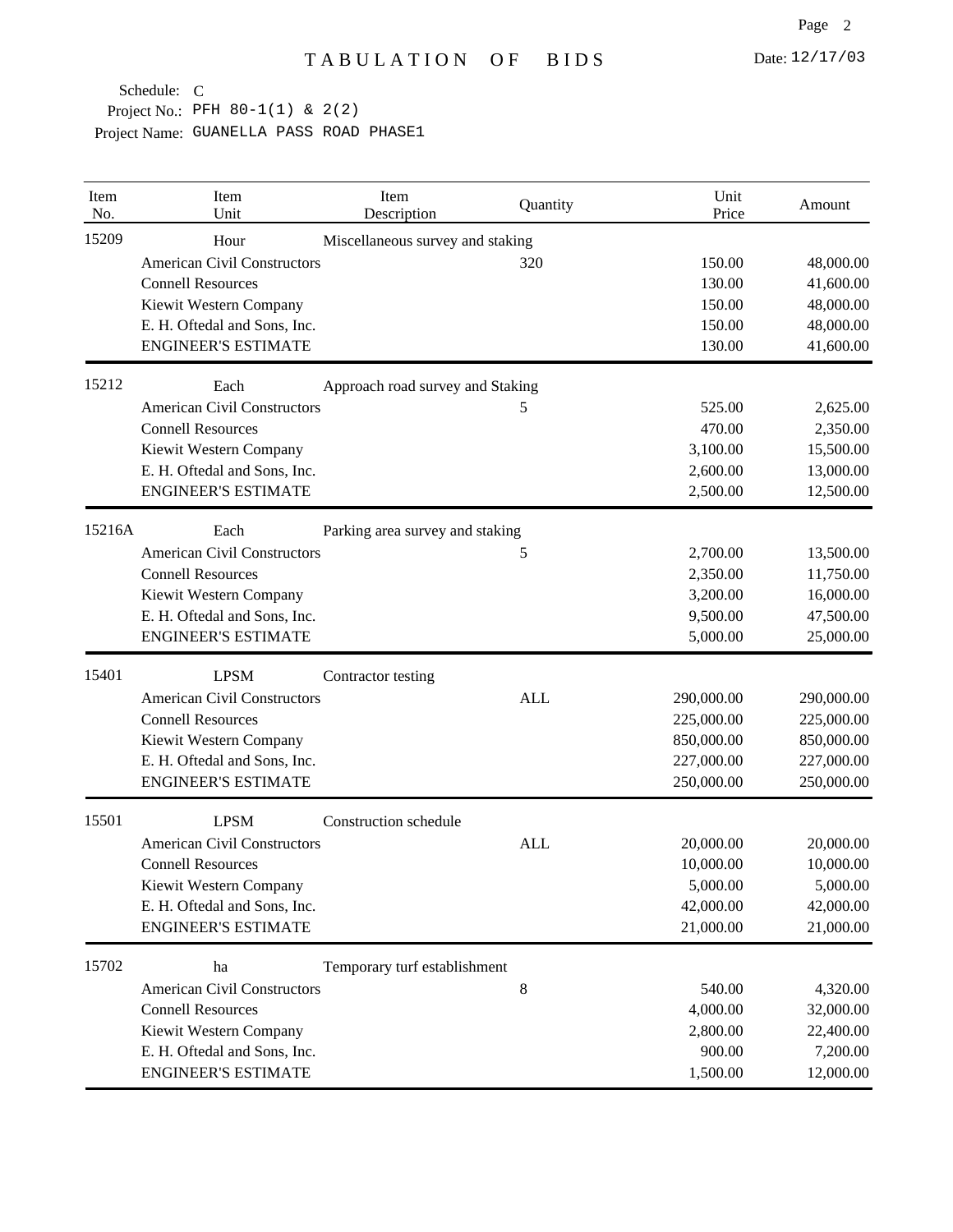# TABULATION OF BIDS

Date: 12/17/03

Schedule: C
Project No.: PFH 80-1(1) & 2(2)
Project Name: GUANELLA PASS ROAD PHASE1

| Item No. | Item Unit | Item Description | Quantity | Unit Price | Amount |
|---|---|---|---|---|---|
| 15209 | Hour | Miscellaneous survey and staking | | | |
| | American Civil Constructors | | 320 | 150.00 | 48,000.00 |
| | Connell Resources | | | 130.00 | 41,600.00 |
| | Kiewit Western Company | | | 150.00 | 48,000.00 |
| | E. H. Oftedal and Sons, Inc. | | | 150.00 | 48,000.00 |
| | ENGINEER'S ESTIMATE | | | 130.00 | 41,600.00 |
| 15212 | Each | Approach road survey and Staking | | | |
| | American Civil Constructors | | 5 | 525.00 | 2,625.00 |
| | Connell Resources | | | 470.00 | 2,350.00 |
| | Kiewit Western Company | | | 3,100.00 | 15,500.00 |
| | E. H. Oftedal and Sons, Inc. | | | 2,600.00 | 13,000.00 |
| | ENGINEER'S ESTIMATE | | | 2,500.00 | 12,500.00 |
| 15216A | Each | Parking area survey and staking | | | |
| | American Civil Constructors | | 5 | 2,700.00 | 13,500.00 |
| | Connell Resources | | | 2,350.00 | 11,750.00 |
| | Kiewit Western Company | | | 3,200.00 | 16,000.00 |
| | E. H. Oftedal and Sons, Inc. | | | 9,500.00 | 47,500.00 |
| | ENGINEER'S ESTIMATE | | | 5,000.00 | 25,000.00 |
| 15401 | LPSM | Contractor testing | | | |
| | American Civil Constructors | | ALL | 290,000.00 | 290,000.00 |
| | Connell Resources | | | 225,000.00 | 225,000.00 |
| | Kiewit Western Company | | | 850,000.00 | 850,000.00 |
| | E. H. Oftedal and Sons, Inc. | | | 227,000.00 | 227,000.00 |
| | ENGINEER'S ESTIMATE | | | 250,000.00 | 250,000.00 |
| 15501 | LPSM | Construction schedule | | | |
| | American Civil Constructors | | ALL | 20,000.00 | 20,000.00 |
| | Connell Resources | | | 10,000.00 | 10,000.00 |
| | Kiewit Western Company | | | 5,000.00 | 5,000.00 |
| | E. H. Oftedal and Sons, Inc. | | | 42,000.00 | 42,000.00 |
| | ENGINEER'S ESTIMATE | | | 21,000.00 | 21,000.00 |
| 15702 | ha | Temporary turf establishment | | | |
| | American Civil Constructors | | 8 | 540.00 | 4,320.00 |
| | Connell Resources | | | 4,000.00 | 32,000.00 |
| | Kiewit Western Company | | | 2,800.00 | 22,400.00 |
| | E. H. Oftedal and Sons, Inc. | | | 900.00 | 7,200.00 |
| | ENGINEER'S ESTIMATE | | | 1,500.00 | 12,000.00 |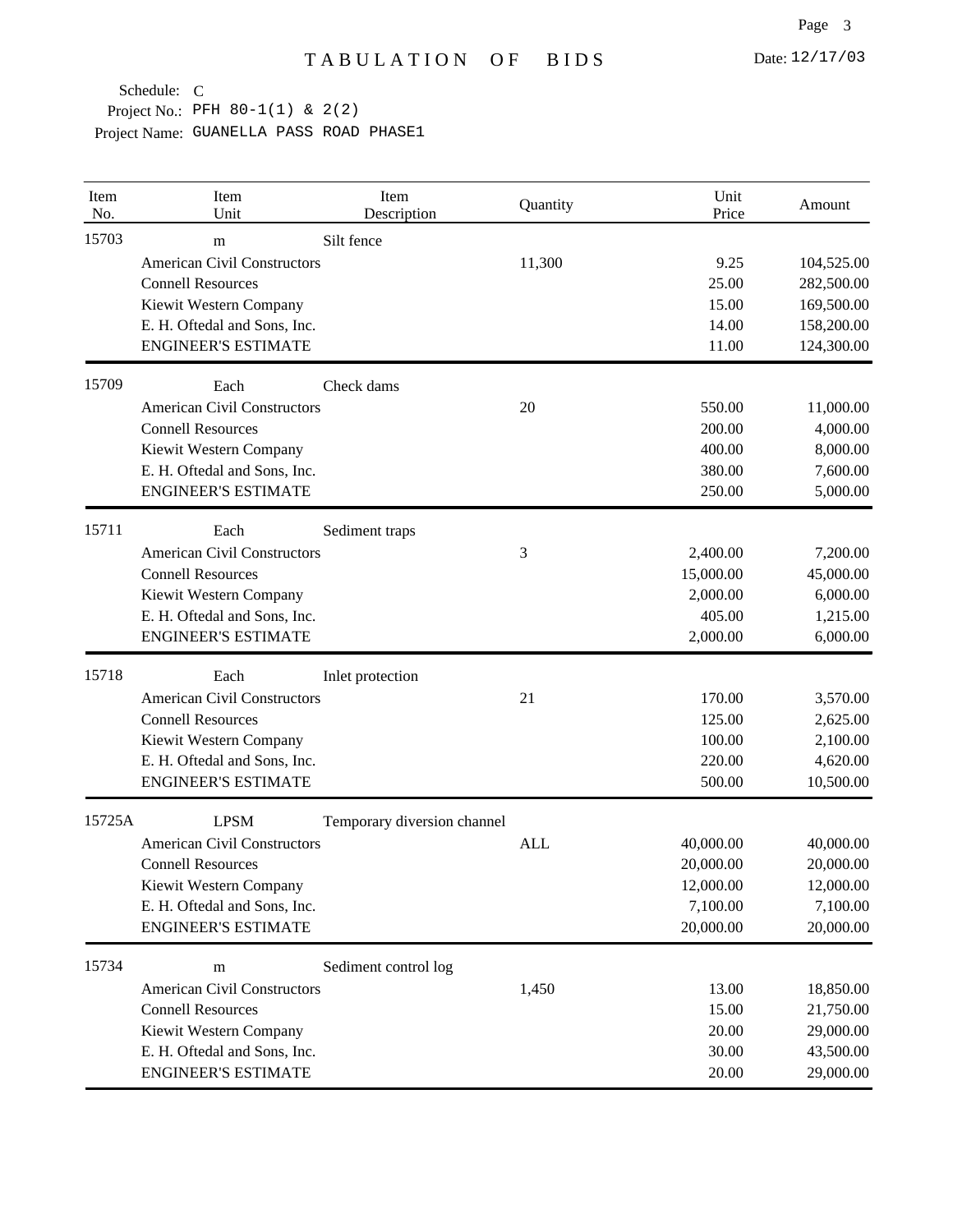# TABULATION OF BIDS

Date: 12/17/03

Schedule: C
Project No.: PFH 80-1(1) & 2(2)
Project Name: GUANELLA PASS ROAD PHASE1

| Item No. | Item Unit | Item Description | Quantity | Unit Price | Amount |
|---|---|---|---|---|---|
| 15703 | m | Silt fence | | | |
| | American Civil Constructors | | 11,300 | 9.25 | 104,525.00 |
| | Connell Resources | | | 25.00 | 282,500.00 |
| | Kiewit Western Company | | | 15.00 | 169,500.00 |
| | E. H. Oftedal and Sons, Inc. | | | 14.00 | 158,200.00 |
| | ENGINEER'S ESTIMATE | | | 11.00 | 124,300.00 |
| 15709 | Each | Check dams | | | |
| | American Civil Constructors | | 20 | 550.00 | 11,000.00 |
| | Connell Resources | | | 200.00 | 4,000.00 |
| | Kiewit Western Company | | | 400.00 | 8,000.00 |
| | E. H. Oftedal and Sons, Inc. | | | 380.00 | 7,600.00 |
| | ENGINEER'S ESTIMATE | | | 250.00 | 5,000.00 |
| 15711 | Each | Sediment traps | | | |
| | American Civil Constructors | | 3 | 2,400.00 | 7,200.00 |
| | Connell Resources | | | 15,000.00 | 45,000.00 |
| | Kiewit Western Company | | | 2,000.00 | 6,000.00 |
| | E. H. Oftedal and Sons, Inc. | | | 405.00 | 1,215.00 |
| | ENGINEER'S ESTIMATE | | | 2,000.00 | 6,000.00 |
| 15718 | Each | Inlet protection | | | |
| | American Civil Constructors | | 21 | 170.00 | 3,570.00 |
| | Connell Resources | | | 125.00 | 2,625.00 |
| | Kiewit Western Company | | | 100.00 | 2,100.00 |
| | E. H. Oftedal and Sons, Inc. | | | 220.00 | 4,620.00 |
| | ENGINEER'S ESTIMATE | | | 500.00 | 10,500.00 |
| 15725A | LPSM | Temporary diversion channel | | | |
| | American Civil Constructors | | ALL | 40,000.00 | 40,000.00 |
| | Connell Resources | | | 20,000.00 | 20,000.00 |
| | Kiewit Western Company | | | 12,000.00 | 12,000.00 |
| | E. H. Oftedal and Sons, Inc. | | | 7,100.00 | 7,100.00 |
| | ENGINEER'S ESTIMATE | | | 20,000.00 | 20,000.00 |
| 15734 | m | Sediment control log | | | |
| | American Civil Constructors | | 1,450 | 13.00 | 18,850.00 |
| | Connell Resources | | | 15.00 | 21,750.00 |
| | Kiewit Western Company | | | 20.00 | 29,000.00 |
| | E. H. Oftedal and Sons, Inc. | | | 30.00 | 43,500.00 |
| | ENGINEER'S ESTIMATE | | | 20.00 | 29,000.00 |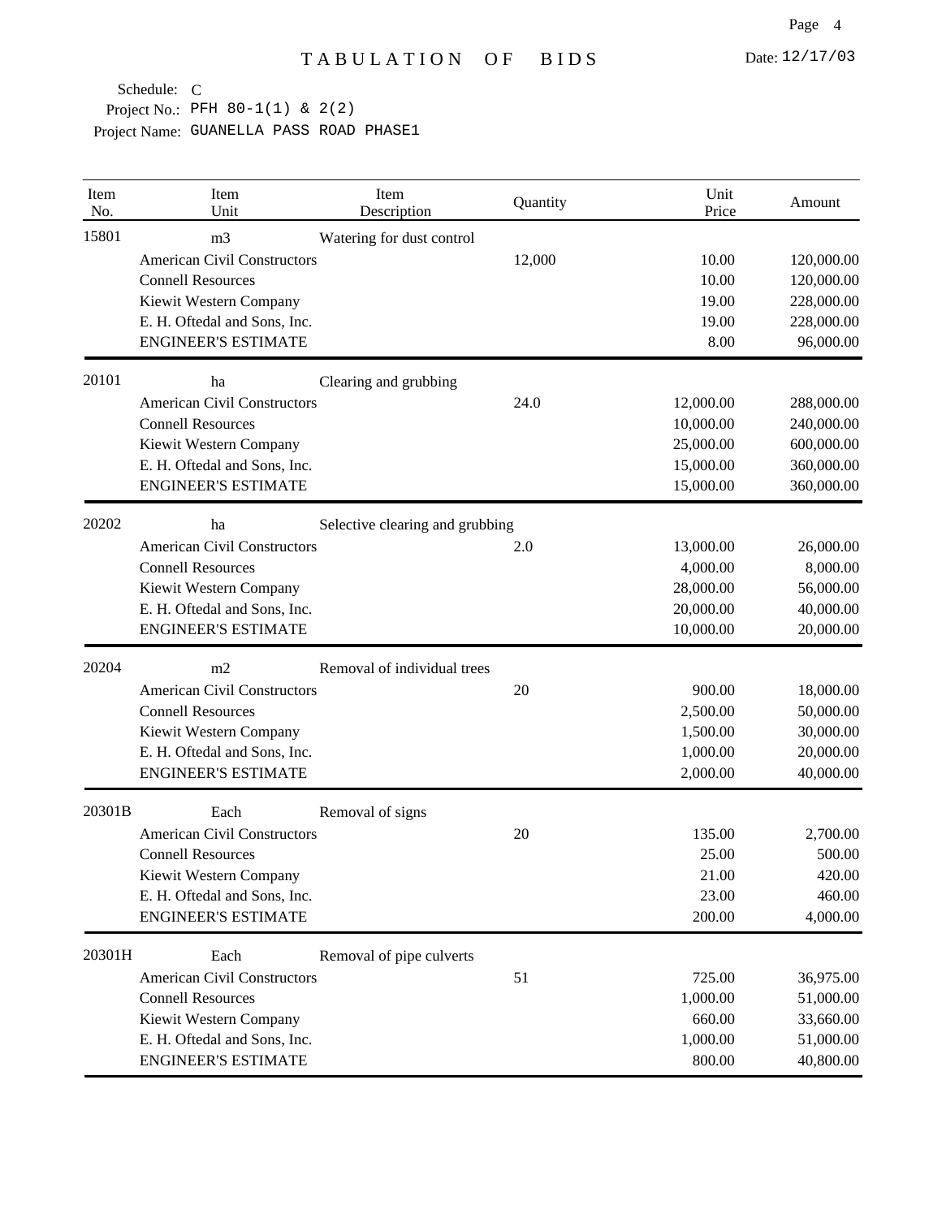# TABULATION OF BIDS

Date: 12/17/03

Schedule: C
Project No.: PFH 80-1(1) & 2(2)
Project Name: GUANELLA PASS ROAD PHASE1

| Item No. | Item Unit | Item Description | Quantity | Unit Price | Amount |
|---|---|---|---|---|---|
| 15801 | m3 | Watering for dust control | | | |
| | American Civil Constructors | | 12,000 | 10.00 | 120,000.00 |
| | Connell Resources | | | 10.00 | 120,000.00 |
| | Kiewit Western Company | | | 19.00 | 228,000.00 |
| | E. H. Oftedal and Sons, Inc. | | | 19.00 | 228,000.00 |
| | ENGINEER'S ESTIMATE | | | 8.00 | 96,000.00 |
| 20101 | ha | Clearing and grubbing | | | |
| | American Civil Constructors | | 24.0 | 12,000.00 | 288,000.00 |
| | Connell Resources | | | 10,000.00 | 240,000.00 |
| | Kiewit Western Company | | | 25,000.00 | 600,000.00 |
| | E. H. Oftedal and Sons, Inc. | | | 15,000.00 | 360,000.00 |
| | ENGINEER'S ESTIMATE | | | 15,000.00 | 360,000.00 |
| 20202 | ha | Selective clearing and grubbing | | | |
| | American Civil Constructors | | 2.0 | 13,000.00 | 26,000.00 |
| | Connell Resources | | | 4,000.00 | 8,000.00 |
| | Kiewit Western Company | | | 28,000.00 | 56,000.00 |
| | E. H. Oftedal and Sons, Inc. | | | 20,000.00 | 40,000.00 |
| | ENGINEER'S ESTIMATE | | | 10,000.00 | 20,000.00 |
| 20204 | m2 | Removal of individual trees | | | |
| | American Civil Constructors | | 20 | 900.00 | 18,000.00 |
| | Connell Resources | | | 2,500.00 | 50,000.00 |
| | Kiewit Western Company | | | 1,500.00 | 30,000.00 |
| | E. H. Oftedal and Sons, Inc. | | | 1,000.00 | 20,000.00 |
| | ENGINEER'S ESTIMATE | | | 2,000.00 | 40,000.00 |
| 20301B | Each | Removal of signs | | | |
| | American Civil Constructors | | 20 | 135.00 | 2,700.00 |
| | Connell Resources | | | 25.00 | 500.00 |
| | Kiewit Western Company | | | 21.00 | 420.00 |
| | E. H. Oftedal and Sons, Inc. | | | 23.00 | 460.00 |
| | ENGINEER'S ESTIMATE | | | 200.00 | 4,000.00 |
| 20301H | Each | Removal of pipe culverts | | | |
| | American Civil Constructors | | 51 | 725.00 | 36,975.00 |
| | Connell Resources | | | 1,000.00 | 51,000.00 |
| | Kiewit Western Company | | | 660.00 | 33,660.00 |
| | E. H. Oftedal and Sons, Inc. | | | 1,000.00 | 51,000.00 |
| | ENGINEER'S ESTIMATE | | | 800.00 | 40,800.00 |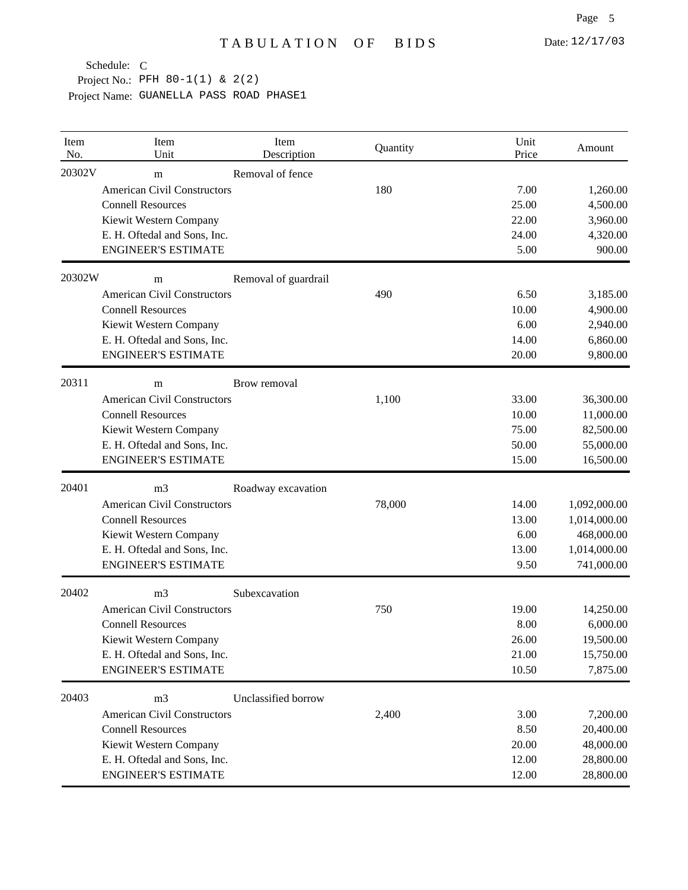# TABULATION OF BIDS

Date: 12/17/03

Schedule: C
Project No.: PFH 80-1(1) & 2(2)
Project Name: GUANELLA PASS ROAD PHASE1

| Item No. | Item Unit | Item Description | Quantity | Unit Price | Amount |
|---|---|---|---|---|---|
| 20302V | m | Removal of fence | | | |
| | American Civil Constructors | | 180 | 7.00 | 1,260.00 |
| | Connell Resources | | | 25.00 | 4,500.00 |
| | Kiewit Western Company | | | 22.00 | 3,960.00 |
| | E. H. Oftedal and Sons, Inc. | | | 24.00 | 4,320.00 |
| | ENGINEER'S ESTIMATE | | | 5.00 | 900.00 |
| 20302W | m | Removal of guardrail | | | |
| | American Civil Constructors | | 490 | 6.50 | 3,185.00 |
| | Connell Resources | | | 10.00 | 4,900.00 |
| | Kiewit Western Company | | | 6.00 | 2,940.00 |
| | E. H. Oftedal and Sons, Inc. | | | 14.00 | 6,860.00 |
| | ENGINEER'S ESTIMATE | | | 20.00 | 9,800.00 |
| 20311 | m | Brow removal | | | |
| | American Civil Constructors | | 1,100 | 33.00 | 36,300.00 |
| | Connell Resources | | | 10.00 | 11,000.00 |
| | Kiewit Western Company | | | 75.00 | 82,500.00 |
| | E. H. Oftedal and Sons, Inc. | | | 50.00 | 55,000.00 |
| | ENGINEER'S ESTIMATE | | | 15.00 | 16,500.00 |
| 20401 | m3 | Roadway excavation | | | |
| | American Civil Constructors | | 78,000 | 14.00 | 1,092,000.00 |
| | Connell Resources | | | 13.00 | 1,014,000.00 |
| | Kiewit Western Company | | | 6.00 | 468,000.00 |
| | E. H. Oftedal and Sons, Inc. | | | 13.00 | 1,014,000.00 |
| | ENGINEER'S ESTIMATE | | | 9.50 | 741,000.00 |
| 20402 | m3 | Subexcavation | | | |
| | American Civil Constructors | | 750 | 19.00 | 14,250.00 |
| | Connell Resources | | | 8.00 | 6,000.00 |
| | Kiewit Western Company | | | 26.00 | 19,500.00 |
| | E. H. Oftedal and Sons, Inc. | | | 21.00 | 15,750.00 |
| | ENGINEER'S ESTIMATE | | | 10.50 | 7,875.00 |
| 20403 | m3 | Unclassified borrow | | | |
| | American Civil Constructors | | 2,400 | 3.00 | 7,200.00 |
| | Connell Resources | | | 8.50 | 20,400.00 |
| | Kiewit Western Company | | | 20.00 | 48,000.00 |
| | E. H. Oftedal and Sons, Inc. | | | 12.00 | 28,800.00 |
| | ENGINEER'S ESTIMATE | | | 12.00 | 28,800.00 |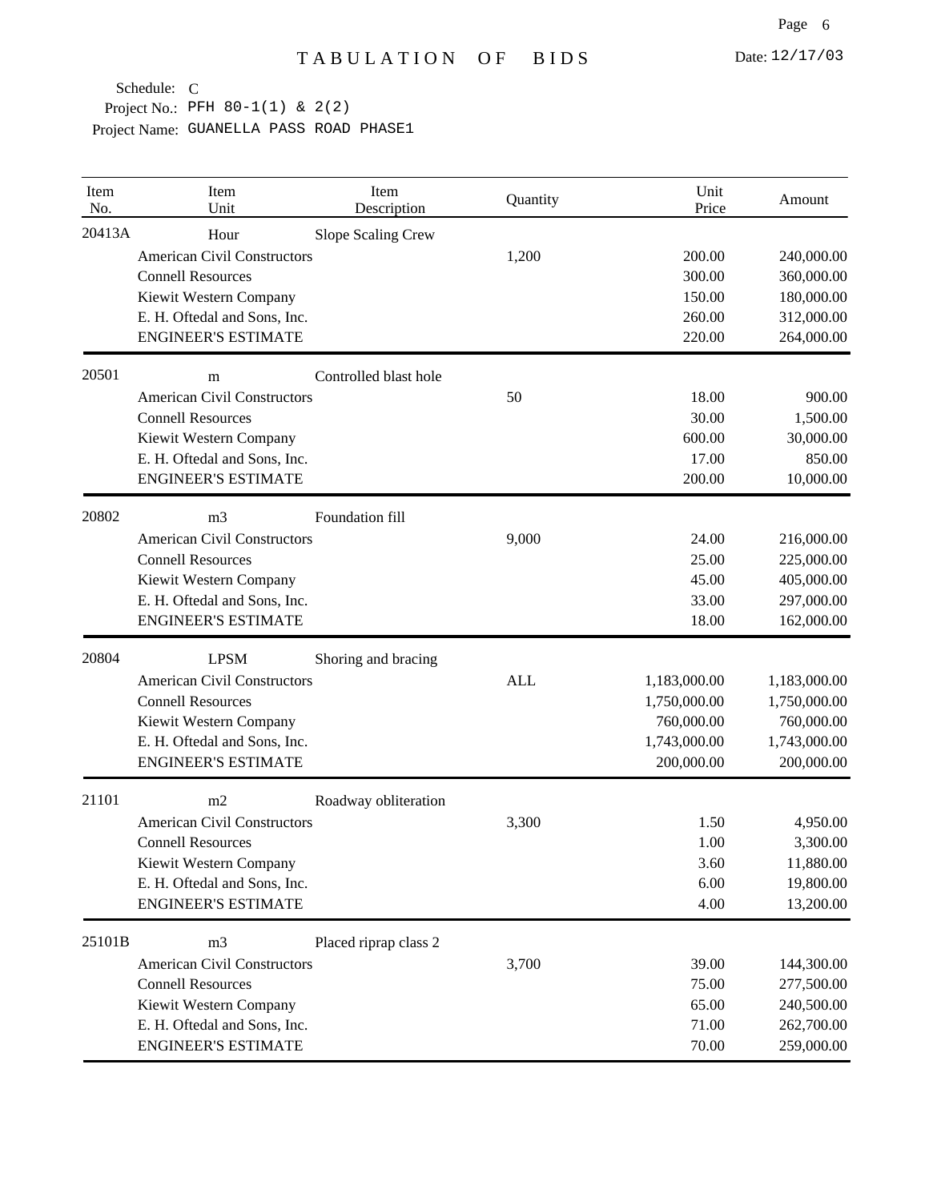# TABULATION OF BIDS

Date: 12/17/03

Schedule: C
Project No.: PFH 80-1(1) & 2(2)
Project Name: GUANELLA PASS ROAD PHASE1

| Item No. | Item Unit | Item Description | Quantity | Unit Price | Amount |
|---|---|---|---|---|---|
| 20413A | Hour | Slope Scaling Crew | | | |
| | American Civil Constructors | | 1,200 | 200.00 | 240,000.00 |
| | Connell Resources | | | 300.00 | 360,000.00 |
| | Kiewit Western Company | | | 150.00 | 180,000.00 |
| | E. H. Oftedal and Sons, Inc. | | | 260.00 | 312,000.00 |
| | ENGINEER'S ESTIMATE | | | 220.00 | 264,000.00 |
| 20501 | m | Controlled blast hole | | | |
| | American Civil Constructors | | 50 | 18.00 | 900.00 |
| | Connell Resources | | | 30.00 | 1,500.00 |
| | Kiewit Western Company | | | 600.00 | 30,000.00 |
| | E. H. Oftedal and Sons, Inc. | | | 17.00 | 850.00 |
| | ENGINEER'S ESTIMATE | | | 200.00 | 10,000.00 |
| 20802 | m3 | Foundation fill | | | |
| | American Civil Constructors | | 9,000 | 24.00 | 216,000.00 |
| | Connell Resources | | | 25.00 | 225,000.00 |
| | Kiewit Western Company | | | 45.00 | 405,000.00 |
| | E. H. Oftedal and Sons, Inc. | | | 33.00 | 297,000.00 |
| | ENGINEER'S ESTIMATE | | | 18.00 | 162,000.00 |
| 20804 | LPSM | Shoring and bracing | | | |
| | American Civil Constructors | | ALL | 1,183,000.00 | 1,183,000.00 |
| | Connell Resources | | | 1,750,000.00 | 1,750,000.00 |
| | Kiewit Western Company | | | 760,000.00 | 760,000.00 |
| | E. H. Oftedal and Sons, Inc. | | | 1,743,000.00 | 1,743,000.00 |
| | ENGINEER'S ESTIMATE | | | 200,000.00 | 200,000.00 |
| 21101 | m2 | Roadway obliteration | | | |
| | American Civil Constructors | | 3,300 | 1.50 | 4,950.00 |
| | Connell Resources | | | 1.00 | 3,300.00 |
| | Kiewit Western Company | | | 3.60 | 11,880.00 |
| | E. H. Oftedal and Sons, Inc. | | | 6.00 | 19,800.00 |
| | ENGINEER'S ESTIMATE | | | 4.00 | 13,200.00 |
| 25101B | m3 | Placed riprap class 2 | | | |
| | American Civil Constructors | | 3,700 | 39.00 | 144,300.00 |
| | Connell Resources | | | 75.00 | 277,500.00 |
| | Kiewit Western Company | | | 65.00 | 240,500.00 |
| | E. H. Oftedal and Sons, Inc. | | | 71.00 | 262,700.00 |
| | ENGINEER'S ESTIMATE | | | 70.00 | 259,000.00 |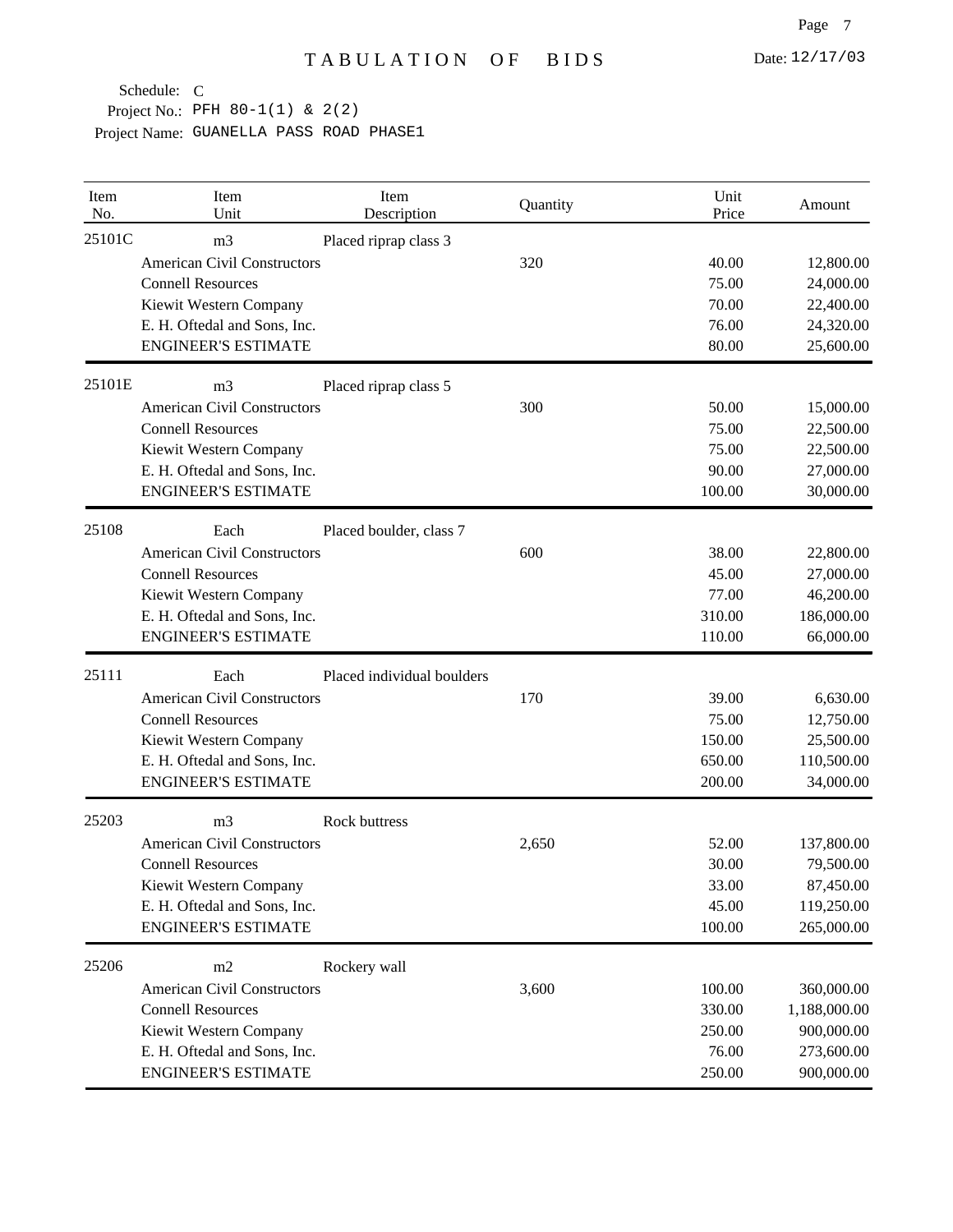# TABULATION OF BIDS

Date: 12/17/03

Schedule: C
Project No.: PFH 80-1(1) & 2(2)
Project Name: GUANELLA PASS ROAD PHASE1

| Item No. | Item Unit | Item Description | Quantity | Unit Price | Amount |
|---|---|---|---|---|---|
| 25101C | m3 | Placed riprap class 3 | | | |
| | American Civil Constructors | | 320 | 40.00 | 12,800.00 |
| | Connell Resources | | | 75.00 | 24,000.00 |
| | Kiewit Western Company | | | 70.00 | 22,400.00 |
| | E. H. Oftedal and Sons, Inc. | | | 76.00 | 24,320.00 |
| | ENGINEER'S ESTIMATE | | | 80.00 | 25,600.00 |
| 25101E | m3 | Placed riprap class 5 | | | |
| | American Civil Constructors | | 300 | 50.00 | 15,000.00 |
| | Connell Resources | | | 75.00 | 22,500.00 |
| | Kiewit Western Company | | | 75.00 | 22,500.00 |
| | E. H. Oftedal and Sons, Inc. | | | 90.00 | 27,000.00 |
| | ENGINEER'S ESTIMATE | | | 100.00 | 30,000.00 |
| 25108 | Each | Placed boulder, class 7 | | | |
| | American Civil Constructors | | 600 | 38.00 | 22,800.00 |
| | Connell Resources | | | 45.00 | 27,000.00 |
| | Kiewit Western Company | | | 77.00 | 46,200.00 |
| | E. H. Oftedal and Sons, Inc. | | | 310.00 | 186,000.00 |
| | ENGINEER'S ESTIMATE | | | 110.00 | 66,000.00 |
| 25111 | Each | Placed individual boulders | | | |
| | American Civil Constructors | | 170 | 39.00 | 6,630.00 |
| | Connell Resources | | | 75.00 | 12,750.00 |
| | Kiewit Western Company | | | 150.00 | 25,500.00 |
| | E. H. Oftedal and Sons, Inc. | | | 650.00 | 110,500.00 |
| | ENGINEER'S ESTIMATE | | | 200.00 | 34,000.00 |
| 25203 | m3 | Rock buttress | | | |
| | American Civil Constructors | | 2,650 | 52.00 | 137,800.00 |
| | Connell Resources | | | 30.00 | 79,500.00 |
| | Kiewit Western Company | | | 33.00 | 87,450.00 |
| | E. H. Oftedal and Sons, Inc. | | | 45.00 | 119,250.00 |
| | ENGINEER'S ESTIMATE | | | 100.00 | 265,000.00 |
| 25206 | m2 | Rockery wall | | | |
| | American Civil Constructors | | 3,600 | 100.00 | 360,000.00 |
| | Connell Resources | | | 330.00 | 1,188,000.00 |
| | Kiewit Western Company | | | 250.00 | 900,000.00 |
| | E. H. Oftedal and Sons, Inc. | | | 76.00 | 273,600.00 |
| | ENGINEER'S ESTIMATE | | | 250.00 | 900,000.00 |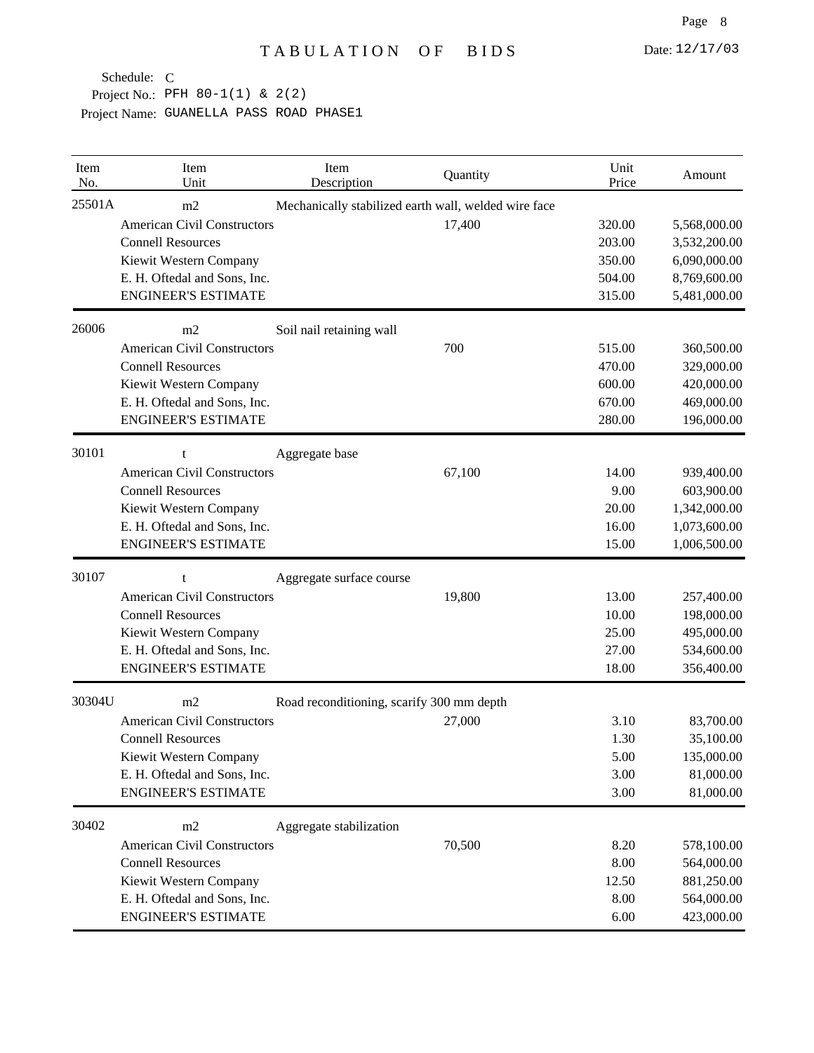# TABULATION OF BIDS

Date: 12/17/03

Schedule: C

Project No.: PFH 80-1(1) & 2(2)

Project Name: GUANELLA PASS ROAD PHASE1

| Item No. | Item Unit | Item Description | Quantity | Unit Price | Amount |
|---|---|---|---|---|---|
| 25501A | m2 | Mechanically stabilized earth wall, welded wire face | | | |
| | American Civil Constructors | | 17,400 | 320.00 | 5,568,000.00 |
| | Connell Resources | | | 203.00 | 3,532,200.00 |
| | Kiewit Western Company | | | 350.00 | 6,090,000.00 |
| | E. H. Oftedal and Sons, Inc. | | | 504.00 | 8,769,600.00 |
| | ENGINEER'S ESTIMATE | | | 315.00 | 5,481,000.00 |
| 26006 | m2 | Soil nail retaining wall | | | |
| | American Civil Constructors | | 700 | 515.00 | 360,500.00 |
| | Connell Resources | | | 470.00 | 329,000.00 |
| | Kiewit Western Company | | | 600.00 | 420,000.00 |
| | E. H. Oftedal and Sons, Inc. | | | 670.00 | 469,000.00 |
| | ENGINEER'S ESTIMATE | | | 280.00 | 196,000.00 |
| 30101 | t | Aggregate base | | | |
| | American Civil Constructors | | 67,100 | 14.00 | 939,400.00 |
| | Connell Resources | | | 9.00 | 603,900.00 |
| | Kiewit Western Company | | | 20.00 | 1,342,000.00 |
| | E. H. Oftedal and Sons, Inc. | | | 16.00 | 1,073,600.00 |
| | ENGINEER'S ESTIMATE | | | 15.00 | 1,006,500.00 |
| 30107 | t | Aggregate surface course | | | |
| | American Civil Constructors | | 19,800 | 13.00 | 257,400.00 |
| | Connell Resources | | | 10.00 | 198,000.00 |
| | Kiewit Western Company | | | 25.00 | 495,000.00 |
| | E. H. Oftedal and Sons, Inc. | | | 27.00 | 534,600.00 |
| | ENGINEER'S ESTIMATE | | | 18.00 | 356,400.00 |
| 30304U | m2 | Road reconditioning, scarify 300 mm depth | | | |
| | American Civil Constructors | | 27,000 | 3.10 | 83,700.00 |
| | Connell Resources | | | 1.30 | 35,100.00 |
| | Kiewit Western Company | | | 5.00 | 135,000.00 |
| | E. H. Oftedal and Sons, Inc. | | | 3.00 | 81,000.00 |
| | ENGINEER'S ESTIMATE | | | 3.00 | 81,000.00 |
| 30402 | m2 | Aggregate stabilization | | | |
| | American Civil Constructors | | 70,500 | 8.20 | 578,100.00 |
| | Connell Resources | | | 8.00 | 564,000.00 |
| | Kiewit Western Company | | | 12.50 | 881,250.00 |
| | E. H. Oftedal and Sons, Inc. | | | 8.00 | 564,000.00 |
| | ENGINEER'S ESTIMATE | | | 6.00 | 423,000.00 |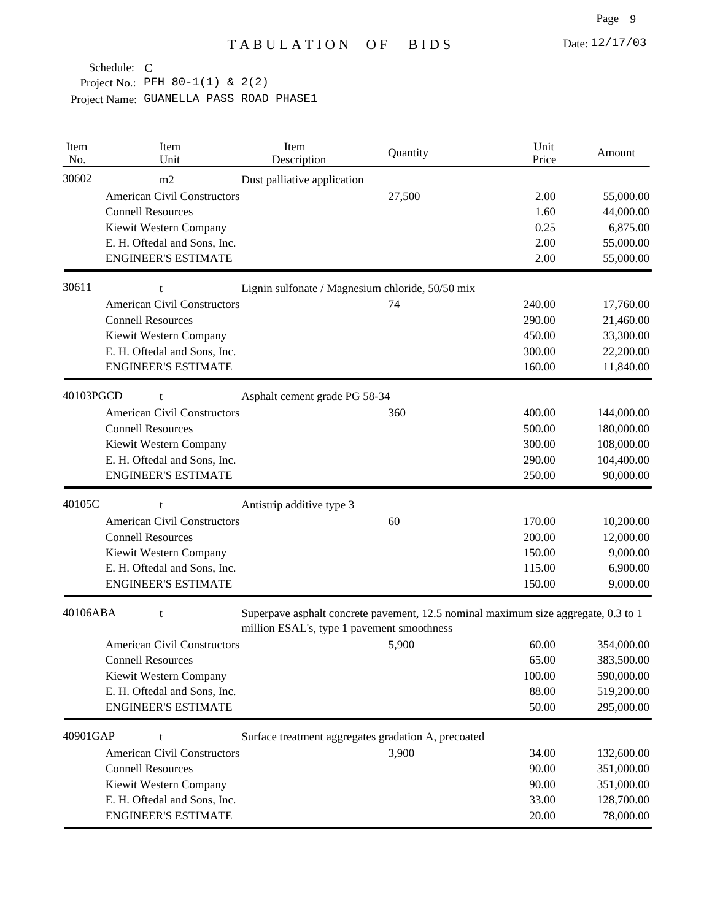# TABULATION OF BIDS

Date: 12/17/03

Schedule: C
Project No.: PFH 80-1(1) & 2(2)
Project Name: GUANELLA PASS ROAD PHASE1

| Item No. | Item Unit | Item Description | Quantity | Unit Price | Amount |
|---|---|---|---|---|---|
| 30602 | m2 | Dust palliative application | | | |
| | American Civil Constructors | | 27,500 | 2.00 | 55,000.00 |
| | Connell Resources | | | 1.60 | 44,000.00 |
| | Kiewit Western Company | | | 0.25 | 6,875.00 |
| | E. H. Oftedal and Sons, Inc. | | | 2.00 | 55,000.00 |
| | ENGINEER'S ESTIMATE | | | 2.00 | 55,000.00 |
| 30611 | t | Lignin sulfonate / Magnesium chloride, 50/50 mix | | | |
| | American Civil Constructors | | 74 | 240.00 | 17,760.00 |
| | Connell Resources | | | 290.00 | 21,460.00 |
| | Kiewit Western Company | | | 450.00 | 33,300.00 |
| | E. H. Oftedal and Sons, Inc. | | | 300.00 | 22,200.00 |
| | ENGINEER'S ESTIMATE | | | 160.00 | 11,840.00 |
| 40103PGCD | t | Asphalt cement grade PG 58-34 | | | |
| | American Civil Constructors | | 360 | 400.00 | 144,000.00 |
| | Connell Resources | | | 500.00 | 180,000.00 |
| | Kiewit Western Company | | | 300.00 | 108,000.00 |
| | E. H. Oftedal and Sons, Inc. | | | 290.00 | 104,400.00 |
| | ENGINEER'S ESTIMATE | | | 250.00 | 90,000.00 |
| 40105C | t | Antistrip additive type 3 | | | |
| | American Civil Constructors | | 60 | 170.00 | 10,200.00 |
| | Connell Resources | | | 200.00 | 12,000.00 |
| | Kiewit Western Company | | | 150.00 | 9,000.00 |
| | E. H. Oftedal and Sons, Inc. | | | 115.00 | 6,900.00 |
| | ENGINEER'S ESTIMATE | | | 150.00 | 9,000.00 |
| 40106ABA | t | Superpave asphalt concrete pavement, 12.5 nominal maximum size aggregate, 0.3 to 1 million ESAL's, type 1 pavement smoothness | | | |
| | American Civil Constructors | | 5,900 | 60.00 | 354,000.00 |
| | Connell Resources | | | 65.00 | 383,500.00 |
| | Kiewit Western Company | | | 100.00 | 590,000.00 |
| | E. H. Oftedal and Sons, Inc. | | | 88.00 | 519,200.00 |
| | ENGINEER'S ESTIMATE | | | 50.00 | 295,000.00 |
| 40901GAP | t | Surface treatment aggregates gradation A, precoated | | | |
| | American Civil Constructors | | 3,900 | 34.00 | 132,600.00 |
| | Connell Resources | | | 90.00 | 351,000.00 |
| | Kiewit Western Company | | | 90.00 | 351,000.00 |
| | E. H. Oftedal and Sons, Inc. | | | 33.00 | 128,700.00 |
| | ENGINEER'S ESTIMATE | | | 20.00 | 78,000.00 |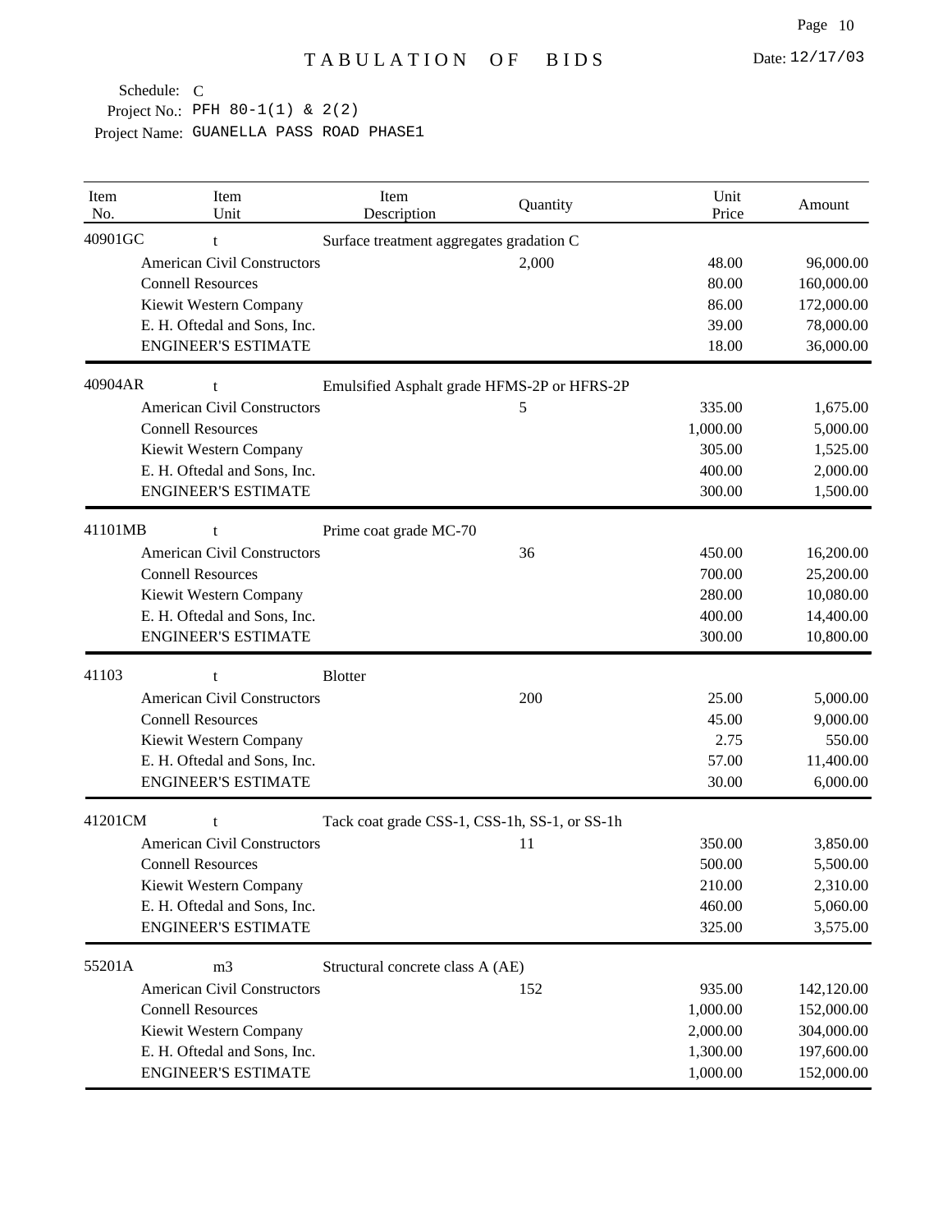# TABULATION OF BIDS

Date: 12/17/03

Schedule: C
Project No.: PFH 80-1(1) & 2(2)
Project Name: GUANELLA PASS ROAD PHASE1

| Item No. | Item Unit | Item Description | Quantity | Unit Price | Amount |
|---|---|---|---|---|---|
| 40901GC | t | Surface treatment aggregates gradation C | | | |
| | American Civil Constructors | | 2,000 | 48.00 | 96,000.00 |
| | Connell Resources | | | 80.00 | 160,000.00 |
| | Kiewit Western Company | | | 86.00 | 172,000.00 |
| | E. H. Oftedal and Sons, Inc. | | | 39.00 | 78,000.00 |
| | ENGINEER'S ESTIMATE | | | 18.00 | 36,000.00 |
| 40904AR | t | Emulsified Asphalt grade HFMS-2P or HFRS-2P | | | |
| | American Civil Constructors | | 5 | 335.00 | 1,675.00 |
| | Connell Resources | | | 1,000.00 | 5,000.00 |
| | Kiewit Western Company | | | 305.00 | 1,525.00 |
| | E. H. Oftedal and Sons, Inc. | | | 400.00 | 2,000.00 |
| | ENGINEER'S ESTIMATE | | | 300.00 | 1,500.00 |
| 41101MB | t | Prime coat grade MC-70 | | | |
| | American Civil Constructors | | 36 | 450.00 | 16,200.00 |
| | Connell Resources | | | 700.00 | 25,200.00 |
| | Kiewit Western Company | | | 280.00 | 10,080.00 |
| | E. H. Oftedal and Sons, Inc. | | | 400.00 | 14,400.00 |
| | ENGINEER'S ESTIMATE | | | 300.00 | 10,800.00 |
| 41103 | t | Blotter | | | |
| | American Civil Constructors | | 200 | 25.00 | 5,000.00 |
| | Connell Resources | | | 45.00 | 9,000.00 |
| | Kiewit Western Company | | | 2.75 | 550.00 |
| | E. H. Oftedal and Sons, Inc. | | | 57.00 | 11,400.00 |
| | ENGINEER'S ESTIMATE | | | 30.00 | 6,000.00 |
| 41201CM | t | Tack coat grade CSS-1, CSS-1h, SS-1, or SS-1h | | | |
| | American Civil Constructors | | 11 | 350.00 | 3,850.00 |
| | Connell Resources | | | 500.00 | 5,500.00 |
| | Kiewit Western Company | | | 210.00 | 2,310.00 |
| | E. H. Oftedal and Sons, Inc. | | | 460.00 | 5,060.00 |
| | ENGINEER'S ESTIMATE | | | 325.00 | 3,575.00 |
| 55201A | m3 | Structural concrete class A (AE) | | | |
| | American Civil Constructors | | 152 | 935.00 | 142,120.00 |
| | Connell Resources | | | 1,000.00 | 152,000.00 |
| | Kiewit Western Company | | | 2,000.00 | 304,000.00 |
| | E. H. Oftedal and Sons, Inc. | | | 1,300.00 | 197,600.00 |
| | ENGINEER'S ESTIMATE | | | 1,000.00 | 152,000.00 |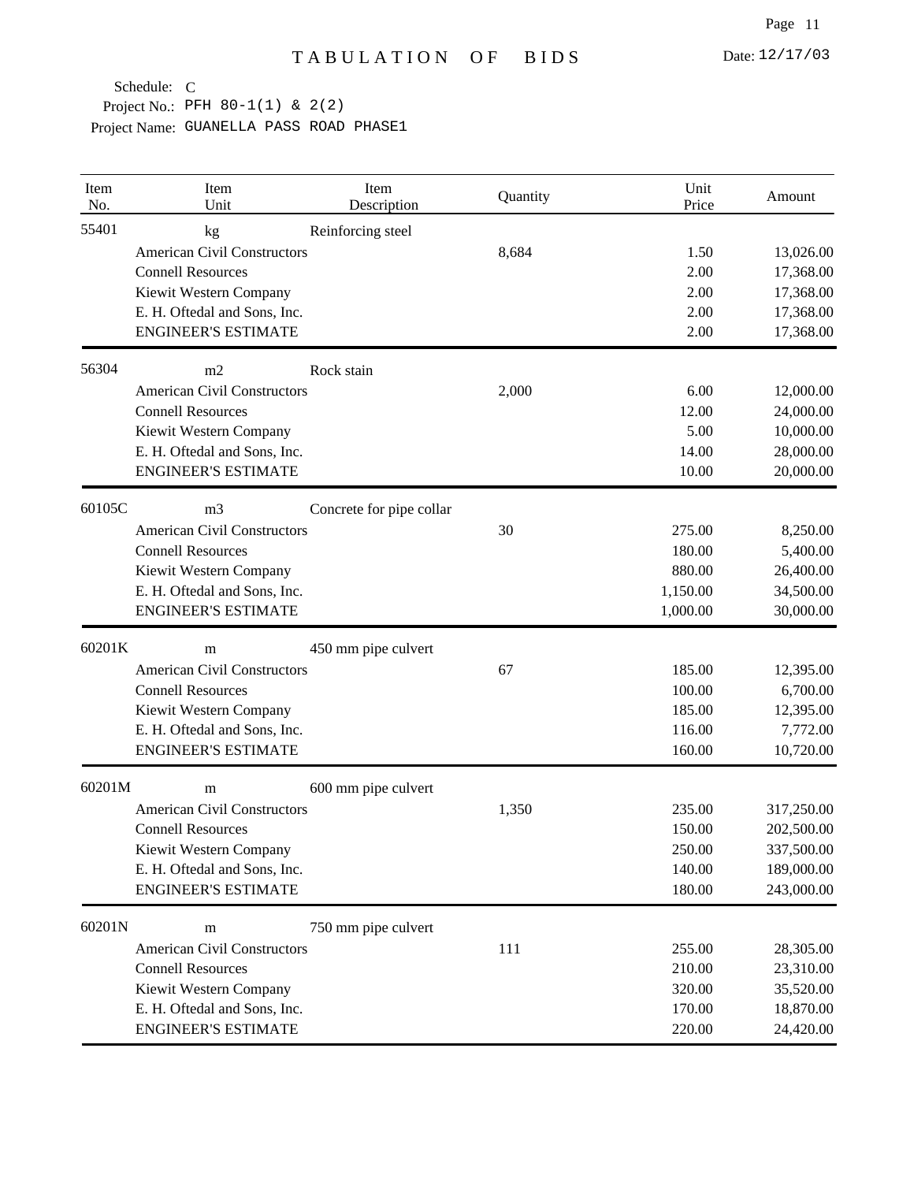# TABULATION OF BIDS

Date: 12/17/03

Schedule: C
Project No.: PFH 80-1(1) & 2(2)
Project Name: GUANELLA PASS ROAD PHASE1

| Item No. | Item Unit | Item Description | Quantity | Unit Price | Amount |
|---|---|---|---|---|---|
| 55401 | kg | Reinforcing steel | | | |
| | American Civil Constructors | | 8,684 | 1.50 | 13,026.00 |
| | Connell Resources | | | 2.00 | 17,368.00 |
| | Kiewit Western Company | | | 2.00 | 17,368.00 |
| | E. H. Oftedal and Sons, Inc. | | | 2.00 | 17,368.00 |
| | ENGINEER'S ESTIMATE | | | 2.00 | 17,368.00 |
| 56304 | m2 | Rock stain | | | |
| | American Civil Constructors | | 2,000 | 6.00 | 12,000.00 |
| | Connell Resources | | | 12.00 | 24,000.00 |
| | Kiewit Western Company | | | 5.00 | 10,000.00 |
| | E. H. Oftedal and Sons, Inc. | | | 14.00 | 28,000.00 |
| | ENGINEER'S ESTIMATE | | | 10.00 | 20,000.00 |
| 60105C | m3 | Concrete for pipe collar | | | |
| | American Civil Constructors | | 30 | 275.00 | 8,250.00 |
| | Connell Resources | | | 180.00 | 5,400.00 |
| | Kiewit Western Company | | | 880.00 | 26,400.00 |
| | E. H. Oftedal and Sons, Inc. | | | 1,150.00 | 34,500.00 |
| | ENGINEER'S ESTIMATE | | | 1,000.00 | 30,000.00 |
| 60201K | m | 450 mm pipe culvert | | | |
| | American Civil Constructors | | 67 | 185.00 | 12,395.00 |
| | Connell Resources | | | 100.00 | 6,700.00 |
| | Kiewit Western Company | | | 185.00 | 12,395.00 |
| | E. H. Oftedal and Sons, Inc. | | | 116.00 | 7,772.00 |
| | ENGINEER'S ESTIMATE | | | 160.00 | 10,720.00 |
| 60201M | m | 600 mm pipe culvert | | | |
| | American Civil Constructors | | 1,350 | 235.00 | 317,250.00 |
| | Connell Resources | | | 150.00 | 202,500.00 |
| | Kiewit Western Company | | | 250.00 | 337,500.00 |
| | E. H. Oftedal and Sons, Inc. | | | 140.00 | 189,000.00 |
| | ENGINEER'S ESTIMATE | | | 180.00 | 243,000.00 |
| 60201N | m | 750 mm pipe culvert | | | |
| | American Civil Constructors | | 111 | 255.00 | 28,305.00 |
| | Connell Resources | | | 210.00 | 23,310.00 |
| | Kiewit Western Company | | | 320.00 | 35,520.00 |
| | E. H. Oftedal and Sons, Inc. | | | 170.00 | 18,870.00 |
| | ENGINEER'S ESTIMATE | | | 220.00 | 24,420.00 |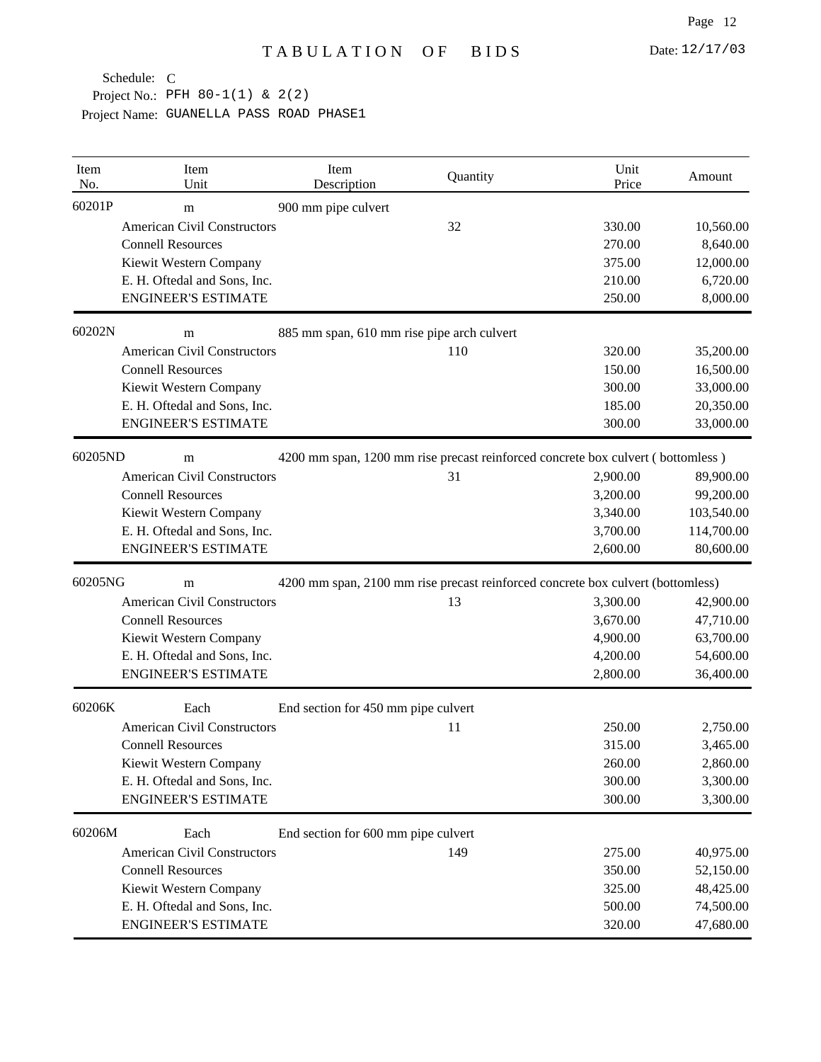# TABULATION OF BIDS

Date: 12/17/03

Schedule: C
Project No.: PFH 80-1(1) & 2(2)
Project Name: GUANELLA PASS ROAD PHASE1

| Item No. | Item Unit | Item Description | Quantity | Unit Price | Amount |
|---|---|---|---|---|---|
| 60201P | m | 900 mm pipe culvert | | | |
| | American Civil Constructors | | 32 | 330.00 | 10,560.00 |
| | Connell Resources | | | 270.00 | 8,640.00 |
| | Kiewit Western Company | | | 375.00 | 12,000.00 |
| | E. H. Oftedal and Sons, Inc. | | | 210.00 | 6,720.00 |
| | ENGINEER'S ESTIMATE | | | 250.00 | 8,000.00 |
| 60202N | m | 885 mm span, 610 mm rise pipe arch culvert | | | |
| | American Civil Constructors | | 110 | 320.00 | 35,200.00 |
| | Connell Resources | | | 150.00 | 16,500.00 |
| | Kiewit Western Company | | | 300.00 | 33,000.00 |
| | E. H. Oftedal and Sons, Inc. | | | 185.00 | 20,350.00 |
| | ENGINEER'S ESTIMATE | | | 300.00 | 33,000.00 |
| 60205ND | m | 4200 mm span, 1200 mm rise precast reinforced concrete box culvert ( bottomless ) | | | |
| | American Civil Constructors | | 31 | 2,900.00 | 89,900.00 |
| | Connell Resources | | | 3,200.00 | 99,200.00 |
| | Kiewit Western Company | | | 3,340.00 | 103,540.00 |
| | E. H. Oftedal and Sons, Inc. | | | 3,700.00 | 114,700.00 |
| | ENGINEER'S ESTIMATE | | | 2,600.00 | 80,600.00 |
| 60205NG | m | 4200 mm span, 2100 mm rise precast reinforced concrete box culvert (bottomless) | | | |
| | American Civil Constructors | | 13 | 3,300.00 | 42,900.00 |
| | Connell Resources | | | 3,670.00 | 47,710.00 |
| | Kiewit Western Company | | | 4,900.00 | 63,700.00 |
| | E. H. Oftedal and Sons, Inc. | | | 4,200.00 | 54,600.00 |
| | ENGINEER'S ESTIMATE | | | 2,800.00 | 36,400.00 |
| 60206K | Each | End section for 450 mm pipe culvert | | | |
| | American Civil Constructors | | 11 | 250.00 | 2,750.00 |
| | Connell Resources | | | 315.00 | 3,465.00 |
| | Kiewit Western Company | | | 260.00 | 2,860.00 |
| | E. H. Oftedal and Sons, Inc. | | | 300.00 | 3,300.00 |
| | ENGINEER'S ESTIMATE | | | 300.00 | 3,300.00 |
| 60206M | Each | End section for 600 mm pipe culvert | | | |
| | American Civil Constructors | | 149 | 275.00 | 40,975.00 |
| | Connell Resources | | | 350.00 | 52,150.00 |
| | Kiewit Western Company | | | 325.00 | 48,425.00 |
| | E. H. Oftedal and Sons, Inc. | | | 500.00 | 74,500.00 |
| | ENGINEER'S ESTIMATE | | | 320.00 | 47,680.00 |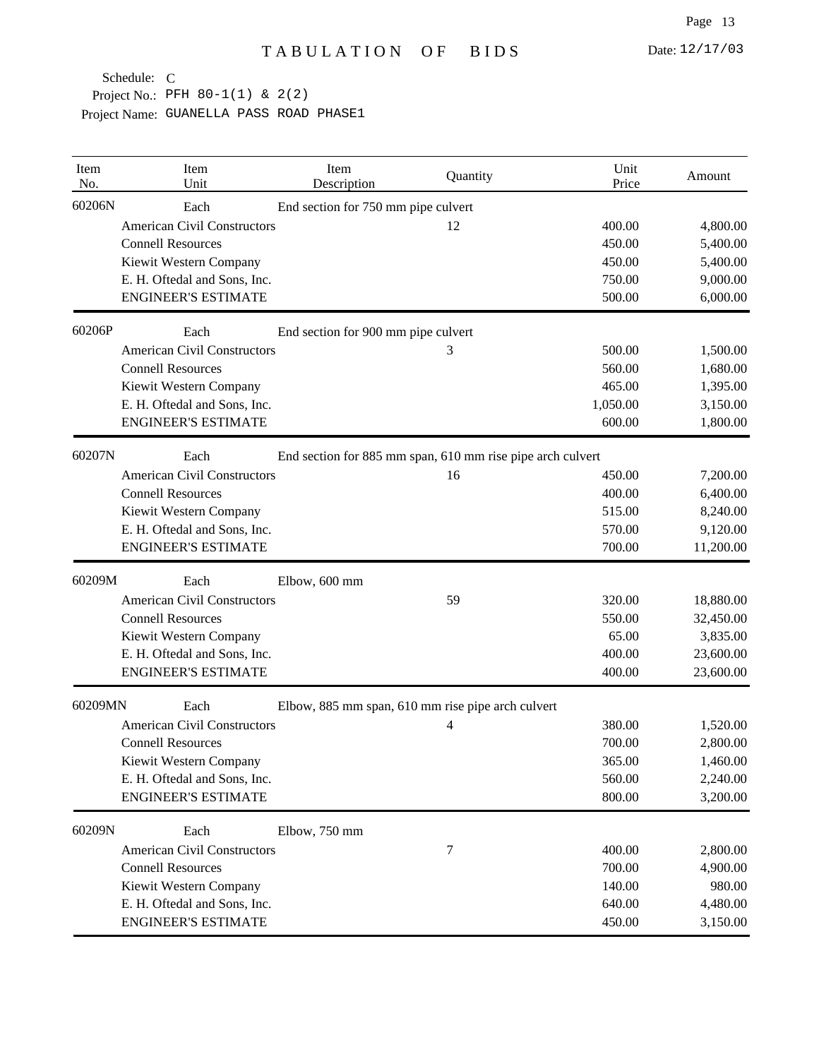# TABULATION OF BIDS

Date: 12/17/03

Schedule: C
Project No.: PFH 80-1(1) & 2(2)
Project Name: GUANELLA PASS ROAD PHASE1

| Item No. | Item Unit | Item Description | Quantity | Unit Price | Amount |
|---|---|---|---|---|---|
| 60206N | Each | End section for 750 mm pipe culvert | | | |
| | American Civil Constructors | | 12 | 400.00 | 4,800.00 |
| | Connell Resources | | | 450.00 | 5,400.00 |
| | Kiewit Western Company | | | 450.00 | 5,400.00 |
| | E. H. Oftedal and Sons, Inc. | | | 750.00 | 9,000.00 |
| | ENGINEER'S ESTIMATE | | | 500.00 | 6,000.00 |
| 60206P | Each | End section for 900 mm pipe culvert | | | |
| | American Civil Constructors | | 3 | 500.00 | 1,500.00 |
| | Connell Resources | | | 560.00 | 1,680.00 |
| | Kiewit Western Company | | | 465.00 | 1,395.00 |
| | E. H. Oftedal and Sons, Inc. | | | 1,050.00 | 3,150.00 |
| | ENGINEER'S ESTIMATE | | | 600.00 | 1,800.00 |
| 60207N | Each | End section for 885 mm span, 610 mm rise pipe arch culvert | | | |
| | American Civil Constructors | | 16 | 450.00 | 7,200.00 |
| | Connell Resources | | | 400.00 | 6,400.00 |
| | Kiewit Western Company | | | 515.00 | 8,240.00 |
| | E. H. Oftedal and Sons, Inc. | | | 570.00 | 9,120.00 |
| | ENGINEER'S ESTIMATE | | | 700.00 | 11,200.00 |
| 60209M | Each | Elbow, 600 mm | | | |
| | American Civil Constructors | | 59 | 320.00 | 18,880.00 |
| | Connell Resources | | | 550.00 | 32,450.00 |
| | Kiewit Western Company | | | 65.00 | 3,835.00 |
| | E. H. Oftedal and Sons, Inc. | | | 400.00 | 23,600.00 |
| | ENGINEER'S ESTIMATE | | | 400.00 | 23,600.00 |
| 60209MN | Each | Elbow, 885 mm span, 610 mm rise pipe arch culvert | | | |
| | American Civil Constructors | | 4 | 380.00 | 1,520.00 |
| | Connell Resources | | | 700.00 | 2,800.00 |
| | Kiewit Western Company | | | 365.00 | 1,460.00 |
| | E. H. Oftedal and Sons, Inc. | | | 560.00 | 2,240.00 |
| | ENGINEER'S ESTIMATE | | | 800.00 | 3,200.00 |
| 60209N | Each | Elbow, 750 mm | | | |
| | American Civil Constructors | | 7 | 400.00 | 2,800.00 |
| | Connell Resources | | | 700.00 | 4,900.00 |
| | Kiewit Western Company | | | 140.00 | 980.00 |
| | E. H. Oftedal and Sons, Inc. | | | 640.00 | 4,480.00 |
| | ENGINEER'S ESTIMATE | | | 450.00 | 3,150.00 |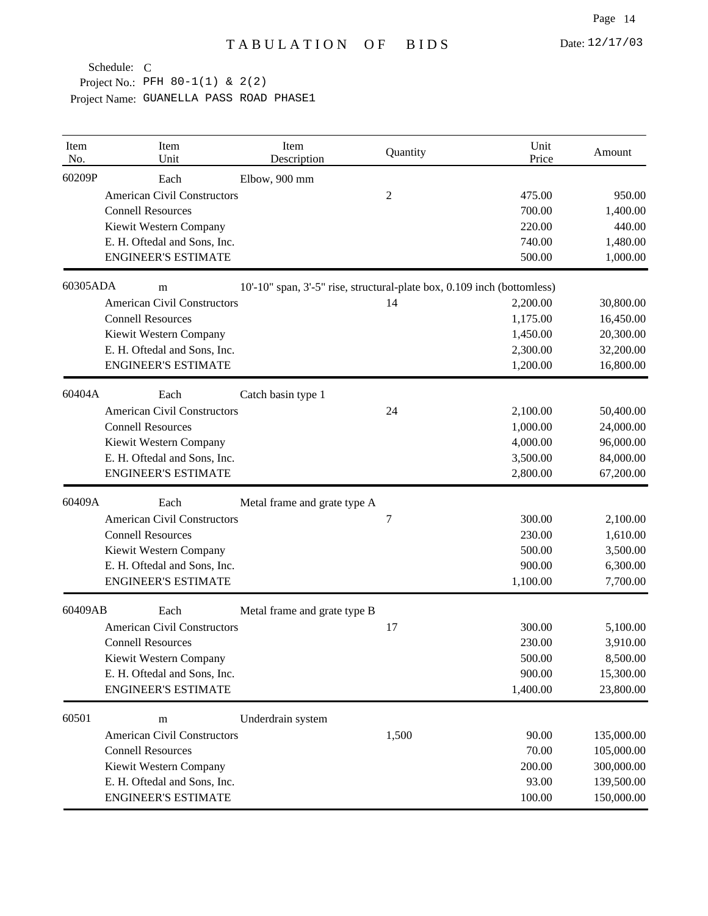# TABULATION OF BIDS

Date: 12/17/03

Schedule: C
Project No.: PFH 80-1(1) & 2(2)
Project Name: GUANELLA PASS ROAD PHASE1

| Item No. | Item Unit | Item Description | Quantity | Unit Price | Amount |
|---|---|---|---|---|---|
| 60209P | Each | Elbow, 900 mm | | | |
| | American Civil Constructors | | 2 | 475.00 | 950.00 |
| | Connell Resources | | | 700.00 | 1,400.00 |
| | Kiewit Western Company | | | 220.00 | 440.00 |
| | E. H. Oftedal and Sons, Inc. | | | 740.00 | 1,480.00 |
| | ENGINEER'S ESTIMATE | | | 500.00 | 1,000.00 |
| 60305ADA | m | 10'-10" span, 3'-5" rise, structural-plate box, 0.109 inch (bottomless) | | | |
| | American Civil Constructors | | 14 | 2,200.00 | 30,800.00 |
| | Connell Resources | | | 1,175.00 | 16,450.00 |
| | Kiewit Western Company | | | 1,450.00 | 20,300.00 |
| | E. H. Oftedal and Sons, Inc. | | | 2,300.00 | 32,200.00 |
| | ENGINEER'S ESTIMATE | | | 1,200.00 | 16,800.00 |
| 60404A | Each | Catch basin type 1 | | | |
| | American Civil Constructors | | 24 | 2,100.00 | 50,400.00 |
| | Connell Resources | | | 1,000.00 | 24,000.00 |
| | Kiewit Western Company | | | 4,000.00 | 96,000.00 |
| | E. H. Oftedal and Sons, Inc. | | | 3,500.00 | 84,000.00 |
| | ENGINEER'S ESTIMATE | | | 2,800.00 | 67,200.00 |
| 60409A | Each | Metal frame and grate type A | | | |
| | American Civil Constructors | | 7 | 300.00 | 2,100.00 |
| | Connell Resources | | | 230.00 | 1,610.00 |
| | Kiewit Western Company | | | 500.00 | 3,500.00 |
| | E. H. Oftedal and Sons, Inc. | | | 900.00 | 6,300.00 |
| | ENGINEER'S ESTIMATE | | | 1,100.00 | 7,700.00 |
| 60409AB | Each | Metal frame and grate type B | | | |
| | American Civil Constructors | | 17 | 300.00 | 5,100.00 |
| | Connell Resources | | | 230.00 | 3,910.00 |
| | Kiewit Western Company | | | 500.00 | 8,500.00 |
| | E. H. Oftedal and Sons, Inc. | | | 900.00 | 15,300.00 |
| | ENGINEER'S ESTIMATE | | | 1,400.00 | 23,800.00 |
| 60501 | m | Underdrain system | | | |
| | American Civil Constructors | | 1,500 | 90.00 | 135,000.00 |
| | Connell Resources | | | 70.00 | 105,000.00 |
| | Kiewit Western Company | | | 200.00 | 300,000.00 |
| | E. H. Oftedal and Sons, Inc. | | | 93.00 | 139,500.00 |
| | ENGINEER'S ESTIMATE | | | 100.00 | 150,000.00 |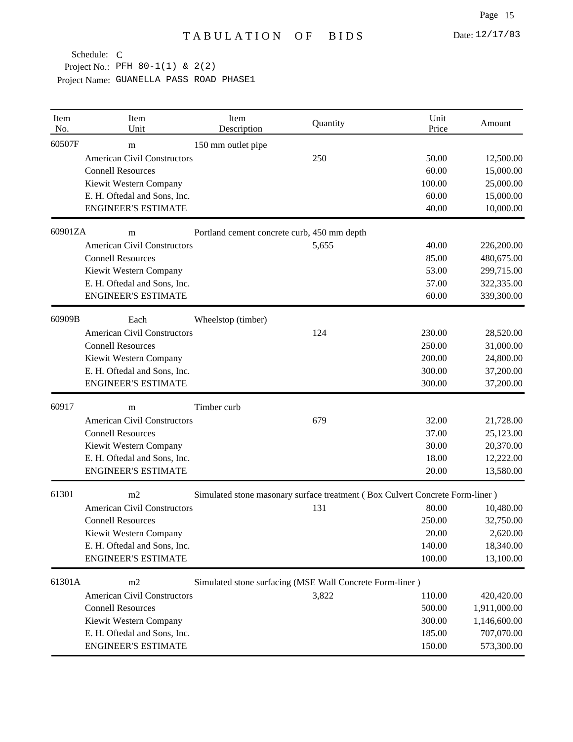# TABULATION OF BIDS

Date: 12/17/03

Schedule: C
Project No.: PFH 80-1(1) & 2(2)
Project Name: GUANELLA PASS ROAD PHASE1

| Item No. | Item Unit | Item Description | Quantity | Unit Price | Amount |
|---|---|---|---|---|---|
| 60507F | m | 150 mm outlet pipe | | | |
| | American Civil Constructors | | 250 | 50.00 | 12,500.00 |
| | Connell Resources | | | 60.00 | 15,000.00 |
| | Kiewit Western Company | | | 100.00 | 25,000.00 |
| | E. H. Oftedal and Sons, Inc. | | | 60.00 | 15,000.00 |
| | ENGINEER'S ESTIMATE | | | 40.00 | 10,000.00 |
| 60901ZA | m | Portland cement concrete curb, 450 mm depth | | | |
| | American Civil Constructors | | 5,655 | 40.00 | 226,200.00 |
| | Connell Resources | | | 85.00 | 480,675.00 |
| | Kiewit Western Company | | | 53.00 | 299,715.00 |
| | E. H. Oftedal and Sons, Inc. | | | 57.00 | 322,335.00 |
| | ENGINEER'S ESTIMATE | | | 60.00 | 339,300.00 |
| 60909B | Each | Wheelstop (timber) | | | |
| | American Civil Constructors | | 124 | 230.00 | 28,520.00 |
| | Connell Resources | | | 250.00 | 31,000.00 |
| | Kiewit Western Company | | | 200.00 | 24,800.00 |
| | E. H. Oftedal and Sons, Inc. | | | 300.00 | 37,200.00 |
| | ENGINEER'S ESTIMATE | | | 300.00 | 37,200.00 |
| 60917 | m | Timber curb | | | |
| | American Civil Constructors | | 679 | 32.00 | 21,728.00 |
| | Connell Resources | | | 37.00 | 25,123.00 |
| | Kiewit Western Company | | | 30.00 | 20,370.00 |
| | E. H. Oftedal and Sons, Inc. | | | 18.00 | 12,222.00 |
| | ENGINEER'S ESTIMATE | | | 20.00 | 13,580.00 |
| 61301 | m2 | Simulated stone masonary surface treatment ( Box Culvert Concrete Form-liner ) | | | |
| | American Civil Constructors | | 131 | 80.00 | 10,480.00 |
| | Connell Resources | | | 250.00 | 32,750.00 |
| | Kiewit Western Company | | | 20.00 | 2,620.00 |
| | E. H. Oftedal and Sons, Inc. | | | 140.00 | 18,340.00 |
| | ENGINEER'S ESTIMATE | | | 100.00 | 13,100.00 |
| 61301A | m2 | Simulated stone surfacing (MSE Wall Concrete Form-liner ) | | | |
| | American Civil Constructors | | 3,822 | 110.00 | 420,420.00 |
| | Connell Resources | | | 500.00 | 1,911,000.00 |
| | Kiewit Western Company | | | 300.00 | 1,146,600.00 |
| | E. H. Oftedal and Sons, Inc. | | | 185.00 | 707,070.00 |
| | ENGINEER'S ESTIMATE | | | 150.00 | 573,300.00 |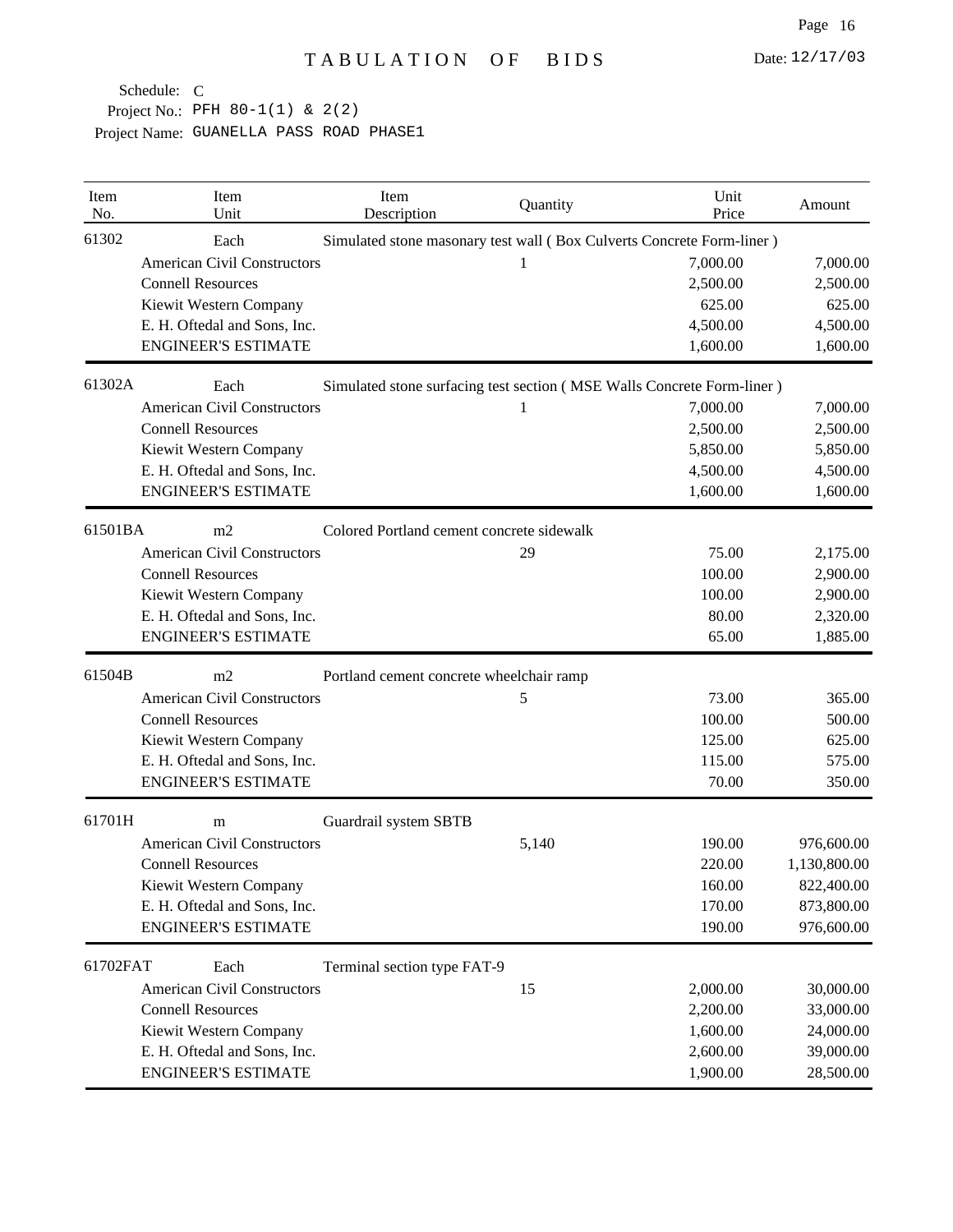# TABULATION OF BIDS

Date: 12/17/03

Schedule: C

Project No.: PFH 80-1(1) & 2(2)

Project Name: GUANELLA PASS ROAD PHASE1

| Item No. | Item Unit | Item Description | Quantity | Unit Price | Amount |
|---|---|---|---|---|---|
| 61302 | Each | Simulated stone masonary test wall ( Box Culverts Concrete Form-liner ) | | | |
| | American Civil Constructors | | 1 | 7,000.00 | 7,000.00 |
| | Connell Resources | | | 2,500.00 | 2,500.00 |
| | Kiewit Western Company | | | 625.00 | 625.00 |
| | E. H. Oftedal and Sons, Inc. | | | 4,500.00 | 4,500.00 |
| | ENGINEER'S ESTIMATE | | | 1,600.00 | 1,600.00 |
| 61302A | Each | Simulated stone surfacing test section ( MSE Walls Concrete Form-liner ) | | | |
| | American Civil Constructors | | 1 | 7,000.00 | 7,000.00 |
| | Connell Resources | | | 2,500.00 | 2,500.00 |
| | Kiewit Western Company | | | 5,850.00 | 5,850.00 |
| | E. H. Oftedal and Sons, Inc. | | | 4,500.00 | 4,500.00 |
| | ENGINEER'S ESTIMATE | | | 1,600.00 | 1,600.00 |
| 61501BA | m2 | Colored Portland cement concrete sidewalk | | | |
| | American Civil Constructors | | 29 | 75.00 | 2,175.00 |
| | Connell Resources | | | 100.00 | 2,900.00 |
| | Kiewit Western Company | | | 100.00 | 2,900.00 |
| | E. H. Oftedal and Sons, Inc. | | | 80.00 | 2,320.00 |
| | ENGINEER'S ESTIMATE | | | 65.00 | 1,885.00 |
| 61504B | m2 | Portland cement concrete wheelchair ramp | | | |
| | American Civil Constructors | | 5 | 73.00 | 365.00 |
| | Connell Resources | | | 100.00 | 500.00 |
| | Kiewit Western Company | | | 125.00 | 625.00 |
| | E. H. Oftedal and Sons, Inc. | | | 115.00 | 575.00 |
| | ENGINEER'S ESTIMATE | | | 70.00 | 350.00 |
| 61701H | m | Guardrail system SBTB | | | |
| | American Civil Constructors | | 5,140 | 190.00 | 976,600.00 |
| | Connell Resources | | | 220.00 | 1,130,800.00 |
| | Kiewit Western Company | | | 160.00 | 822,400.00 |
| | E. H. Oftedal and Sons, Inc. | | | 170.00 | 873,800.00 |
| | ENGINEER'S ESTIMATE | | | 190.00 | 976,600.00 |
| 61702FAT | Each | Terminal section type FAT-9 | | | |
| | American Civil Constructors | | 15 | 2,000.00 | 30,000.00 |
| | Connell Resources | | | 2,200.00 | 33,000.00 |
| | Kiewit Western Company | | | 1,600.00 | 24,000.00 |
| | E. H. Oftedal and Sons, Inc. | | | 2,600.00 | 39,000.00 |
| | ENGINEER'S ESTIMATE | | | 1,900.00 | 28,500.00 |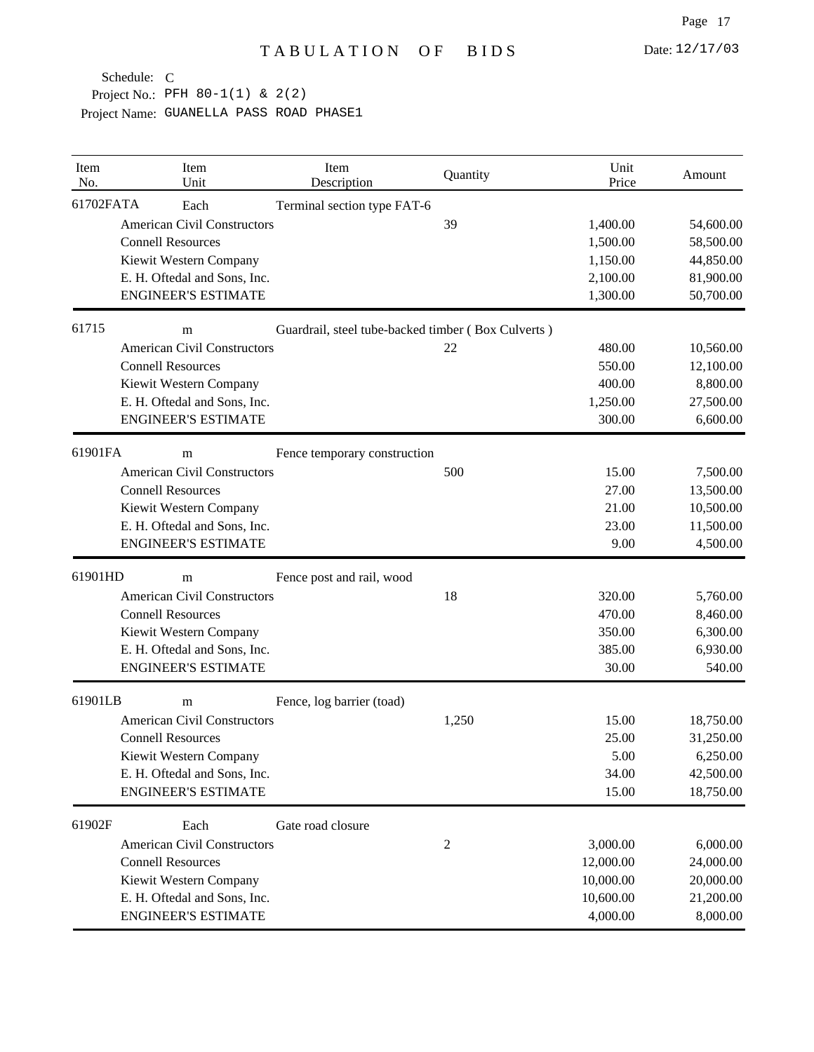# TABULATION OF BIDS

Date: 12/17/03

Schedule: C
Project No.: PFH 80-1(1) & 2(2)
Project Name: GUANELLA PASS ROAD PHASE1

| Item No. | Item Unit | Item Description | Quantity | Unit Price | Amount |
|---|---|---|---|---|---|
| 61702FATA | Each | Terminal section type FAT-6 | | | |
| | American Civil Constructors | | 39 | 1,400.00 | 54,600.00 |
| | Connell Resources | | | 1,500.00 | 58,500.00 |
| | Kiewit Western Company | | | 1,150.00 | 44,850.00 |
| | E. H. Oftedal and Sons, Inc. | | | 2,100.00 | 81,900.00 |
| | ENGINEER'S ESTIMATE | | | 1,300.00 | 50,700.00 |
| 61715 | m | Guardrail, steel tube-backed timber ( Box Culverts ) | | | |
| | American Civil Constructors | | 22 | 480.00 | 10,560.00 |
| | Connell Resources | | | 550.00 | 12,100.00 |
| | Kiewit Western Company | | | 400.00 | 8,800.00 |
| | E. H. Oftedal and Sons, Inc. | | | 1,250.00 | 27,500.00 |
| | ENGINEER'S ESTIMATE | | | 300.00 | 6,600.00 |
| 61901FA | m | Fence temporary construction | | | |
| | American Civil Constructors | | 500 | 15.00 | 7,500.00 |
| | Connell Resources | | | 27.00 | 13,500.00 |
| | Kiewit Western Company | | | 21.00 | 10,500.00 |
| | E. H. Oftedal and Sons, Inc. | | | 23.00 | 11,500.00 |
| | ENGINEER'S ESTIMATE | | | 9.00 | 4,500.00 |
| 61901HD | m | Fence post and rail, wood | | | |
| | American Civil Constructors | | 18 | 320.00 | 5,760.00 |
| | Connell Resources | | | 470.00 | 8,460.00 |
| | Kiewit Western Company | | | 350.00 | 6,300.00 |
| | E. H. Oftedal and Sons, Inc. | | | 385.00 | 6,930.00 |
| | ENGINEER'S ESTIMATE | | | 30.00 | 540.00 |
| 61901LB | m | Fence, log barrier (toad) | | | |
| | American Civil Constructors | | 1,250 | 15.00 | 18,750.00 |
| | Connell Resources | | | 25.00 | 31,250.00 |
| | Kiewit Western Company | | | 5.00 | 6,250.00 |
| | E. H. Oftedal and Sons, Inc. | | | 34.00 | 42,500.00 |
| | ENGINEER'S ESTIMATE | | | 15.00 | 18,750.00 |
| 61902F | Each | Gate road closure | | | |
| | American Civil Constructors | | 2 | 3,000.00 | 6,000.00 |
| | Connell Resources | | | 12,000.00 | 24,000.00 |
| | Kiewit Western Company | | | 10,000.00 | 20,000.00 |
| | E. H. Oftedal and Sons, Inc. | | | 10,600.00 | 21,200.00 |
| | ENGINEER'S ESTIMATE | | | 4,000.00 | 8,000.00 |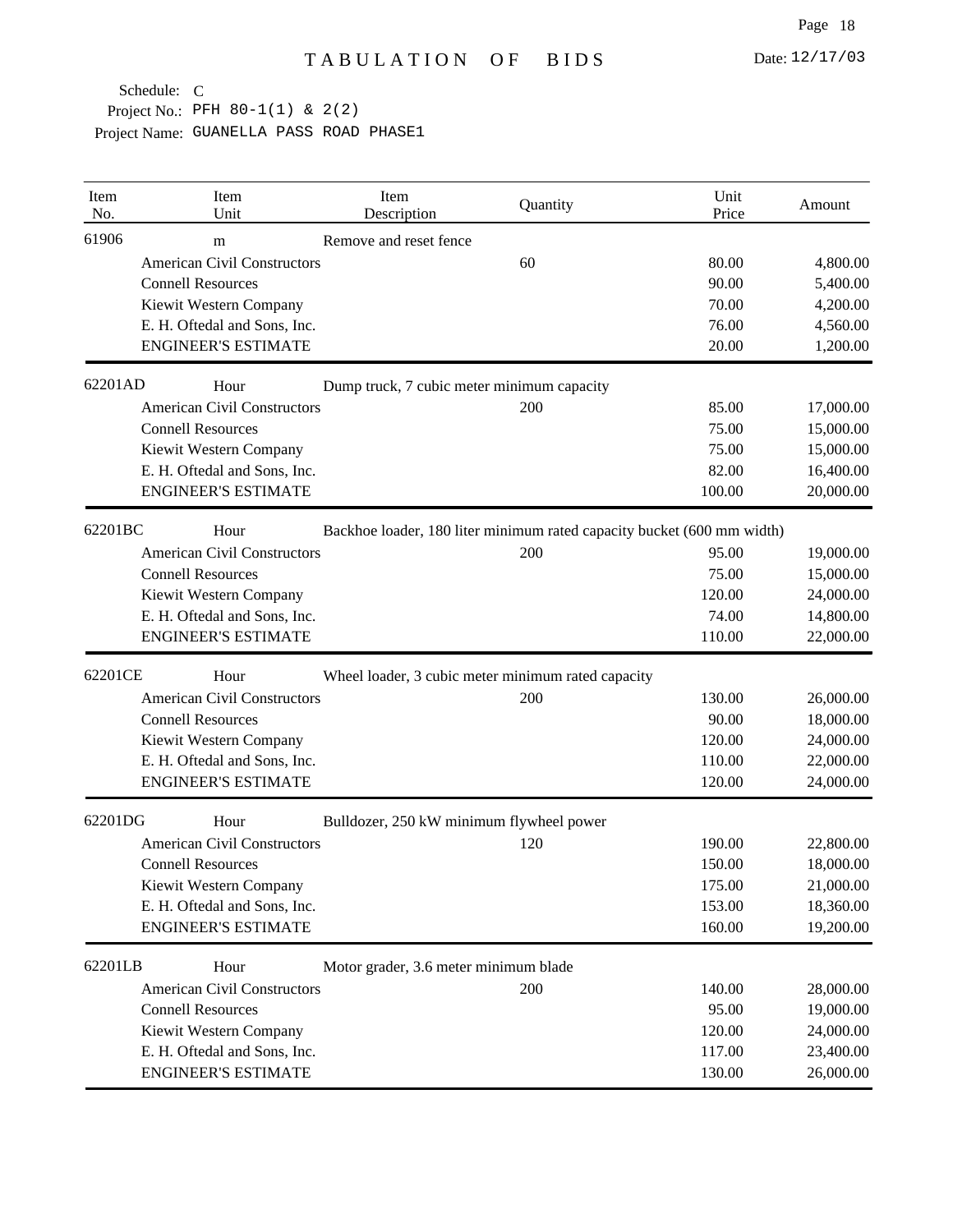# TABULATION OF BIDS

Date: 12/17/03

Schedule: C
Project No.: PFH 80-1(1) & 2(2)
Project Name: GUANELLA PASS ROAD PHASE1

| Item No. | Item Unit | Item Description | Quantity | Unit Price | Amount |
|---|---|---|---|---|---|
| 61906 | m | Remove and reset fence | | | |
| | American Civil Constructors | | 60 | 80.00 | 4,800.00 |
| | Connell Resources | | | 90.00 | 5,400.00 |
| | Kiewit Western Company | | | 70.00 | 4,200.00 |
| | E. H. Oftedal and Sons, Inc. | | | 76.00 | 4,560.00 |
| | ENGINEER'S ESTIMATE | | | 20.00 | 1,200.00 |
| 62201AD | Hour | Dump truck, 7 cubic meter minimum capacity | | | |
| | American Civil Constructors | | 200 | 85.00 | 17,000.00 |
| | Connell Resources | | | 75.00 | 15,000.00 |
| | Kiewit Western Company | | | 75.00 | 15,000.00 |
| | E. H. Oftedal and Sons, Inc. | | | 82.00 | 16,400.00 |
| | ENGINEER'S ESTIMATE | | | 100.00 | 20,000.00 |
| 62201BC | Hour | Backhoe loader, 180 liter minimum rated capacity bucket (600 mm width) | | | |
| | American Civil Constructors | | 200 | 95.00 | 19,000.00 |
| | Connell Resources | | | 75.00 | 15,000.00 |
| | Kiewit Western Company | | | 120.00 | 24,000.00 |
| | E. H. Oftedal and Sons, Inc. | | | 74.00 | 14,800.00 |
| | ENGINEER'S ESTIMATE | | | 110.00 | 22,000.00 |
| 62201CE | Hour | Wheel loader, 3 cubic meter minimum rated capacity | | | |
| | American Civil Constructors | | 200 | 130.00 | 26,000.00 |
| | Connell Resources | | | 90.00 | 18,000.00 |
| | Kiewit Western Company | | | 120.00 | 24,000.00 |
| | E. H. Oftedal and Sons, Inc. | | | 110.00 | 22,000.00 |
| | ENGINEER'S ESTIMATE | | | 120.00 | 24,000.00 |
| 62201DG | Hour | Bulldozer, 250 kW minimum flywheel power | | | |
| | American Civil Constructors | | 120 | 190.00 | 22,800.00 |
| | Connell Resources | | | 150.00 | 18,000.00 |
| | Kiewit Western Company | | | 175.00 | 21,000.00 |
| | E. H. Oftedal and Sons, Inc. | | | 153.00 | 18,360.00 |
| | ENGINEER'S ESTIMATE | | | 160.00 | 19,200.00 |
| 62201LB | Hour | Motor grader, 3.6 meter minimum blade | | | |
| | American Civil Constructors | | 200 | 140.00 | 28,000.00 |
| | Connell Resources | | | 95.00 | 19,000.00 |
| | Kiewit Western Company | | | 120.00 | 24,000.00 |
| | E. H. Oftedal and Sons, Inc. | | | 117.00 | 23,400.00 |
| | ENGINEER'S ESTIMATE | | | 130.00 | 26,000.00 |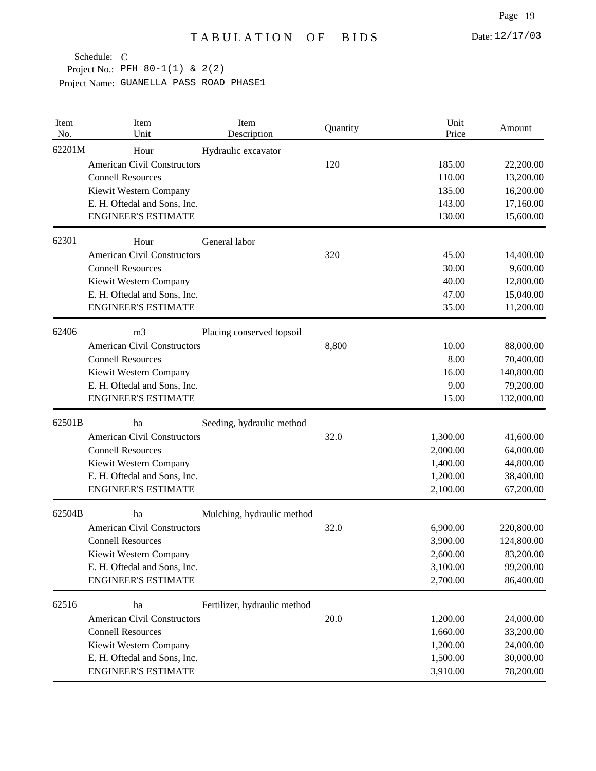# TABULATION OF BIDS

Date: 12/17/03

Schedule: C
Project No.: PFH 80-1(1) & 2(2)
Project Name: GUANELLA PASS ROAD PHASE1

| Item No. | Item Unit | Item Description | Quantity | Unit Price | Amount |
|---|---|---|---|---|---|
| 62201M | Hour | Hydraulic excavator | | | |
| | American Civil Constructors | | 120 | 185.00 | 22,200.00 |
| | Connell Resources | | | 110.00 | 13,200.00 |
| | Kiewit Western Company | | | 135.00 | 16,200.00 |
| | E. H. Oftedal and Sons, Inc. | | | 143.00 | 17,160.00 |
| | ENGINEER'S ESTIMATE | | | 130.00 | 15,600.00 |
| 62301 | Hour | General labor | | | |
| | American Civil Constructors | | 320 | 45.00 | 14,400.00 |
| | Connell Resources | | | 30.00 | 9,600.00 |
| | Kiewit Western Company | | | 40.00 | 12,800.00 |
| | E. H. Oftedal and Sons, Inc. | | | 47.00 | 15,040.00 |
| | ENGINEER'S ESTIMATE | | | 35.00 | 11,200.00 |
| 62406 | m3 | Placing conserved topsoil | | | |
| | American Civil Constructors | | 8,800 | 10.00 | 88,000.00 |
| | Connell Resources | | | 8.00 | 70,400.00 |
| | Kiewit Western Company | | | 16.00 | 140,800.00 |
| | E. H. Oftedal and Sons, Inc. | | | 9.00 | 79,200.00 |
| | ENGINEER'S ESTIMATE | | | 15.00 | 132,000.00 |
| 62501B | ha | Seeding, hydraulic method | | | |
| | American Civil Constructors | | 32.0 | 1,300.00 | 41,600.00 |
| | Connell Resources | | | 2,000.00 | 64,000.00 |
| | Kiewit Western Company | | | 1,400.00 | 44,800.00 |
| | E. H. Oftedal and Sons, Inc. | | | 1,200.00 | 38,400.00 |
| | ENGINEER'S ESTIMATE | | | 2,100.00 | 67,200.00 |
| 62504B | ha | Mulching, hydraulic method | | | |
| | American Civil Constructors | | 32.0 | 6,900.00 | 220,800.00 |
| | Connell Resources | | | 3,900.00 | 124,800.00 |
| | Kiewit Western Company | | | 2,600.00 | 83,200.00 |
| | E. H. Oftedal and Sons, Inc. | | | 3,100.00 | 99,200.00 |
| | ENGINEER'S ESTIMATE | | | 2,700.00 | 86,400.00 |
| 62516 | ha | Fertilizer, hydraulic method | | | |
| | American Civil Constructors | | 20.0 | 1,200.00 | 24,000.00 |
| | Connell Resources | | | 1,660.00 | 33,200.00 |
| | Kiewit Western Company | | | 1,200.00 | 24,000.00 |
| | E. H. Oftedal and Sons, Inc. | | | 1,500.00 | 30,000.00 |
| | ENGINEER'S ESTIMATE | | | 3,910.00 | 78,200.00 |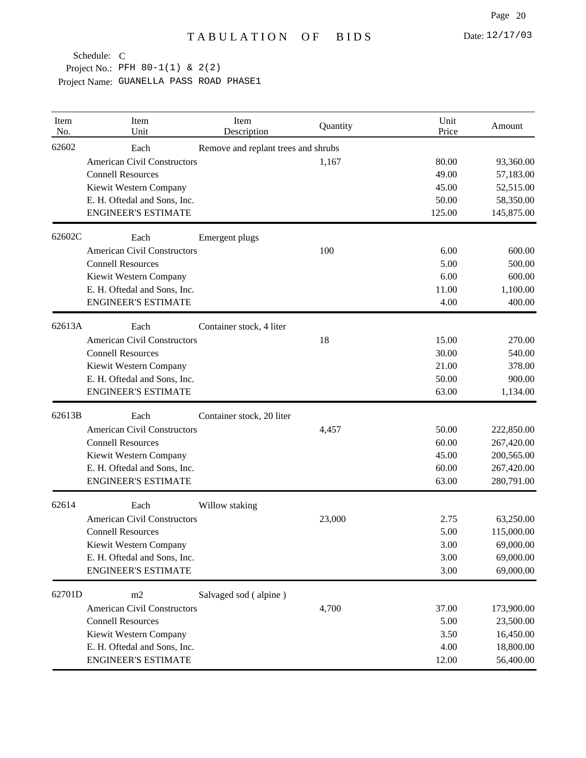# TABULATION OF BIDS

Date: 12/17/03

Schedule: C
Project No.: PFH 80-1(1) & 2(2)
Project Name: GUANELLA PASS ROAD PHASE1

| Item No. | Item Unit | Item Description | Quantity | Unit Price | Amount |
|---|---|---|---|---|---|
| 62602 | Each | Remove and replant trees and shrubs | | | |
| | American Civil Constructors | | 1,167 | 80.00 | 93,360.00 |
| | Connell Resources | | | 49.00 | 57,183.00 |
| | Kiewit Western Company | | | 45.00 | 52,515.00 |
| | E. H. Oftedal and Sons, Inc. | | | 50.00 | 58,350.00 |
| | ENGINEER'S ESTIMATE | | | 125.00 | 145,875.00 |
| 62602C | Each | Emergent plugs | | | |
| | American Civil Constructors | | 100 | 6.00 | 600.00 |
| | Connell Resources | | | 5.00 | 500.00 |
| | Kiewit Western Company | | | 6.00 | 600.00 |
| | E. H. Oftedal and Sons, Inc. | | | 11.00 | 1,100.00 |
| | ENGINEER'S ESTIMATE | | | 4.00 | 400.00 |
| 62613A | Each | Container stock, 4 liter | | | |
| | American Civil Constructors | | 18 | 15.00 | 270.00 |
| | Connell Resources | | | 30.00 | 540.00 |
| | Kiewit Western Company | | | 21.00 | 378.00 |
| | E. H. Oftedal and Sons, Inc. | | | 50.00 | 900.00 |
| | ENGINEER'S ESTIMATE | | | 63.00 | 1,134.00 |
| 62613B | Each | Container stock, 20 liter | | | |
| | American Civil Constructors | | 4,457 | 50.00 | 222,850.00 |
| | Connell Resources | | | 60.00 | 267,420.00 |
| | Kiewit Western Company | | | 45.00 | 200,565.00 |
| | E. H. Oftedal and Sons, Inc. | | | 60.00 | 267,420.00 |
| | ENGINEER'S ESTIMATE | | | 63.00 | 280,791.00 |
| 62614 | Each | Willow staking | | | |
| | American Civil Constructors | | 23,000 | 2.75 | 63,250.00 |
| | Connell Resources | | | 5.00 | 115,000.00 |
| | Kiewit Western Company | | | 3.00 | 69,000.00 |
| | E. H. Oftedal and Sons, Inc. | | | 3.00 | 69,000.00 |
| | ENGINEER'S ESTIMATE | | | 3.00 | 69,000.00 |
| 62701D | m2 | Salvaged sod ( alpine ) | | | |
| | American Civil Constructors | | 4,700 | 37.00 | 173,900.00 |
| | Connell Resources | | | 5.00 | 23,500.00 |
| | Kiewit Western Company | | | 3.50 | 16,450.00 |
| | E. H. Oftedal and Sons, Inc. | | | 4.00 | 18,800.00 |
| | ENGINEER'S ESTIMATE | | | 12.00 | 56,400.00 |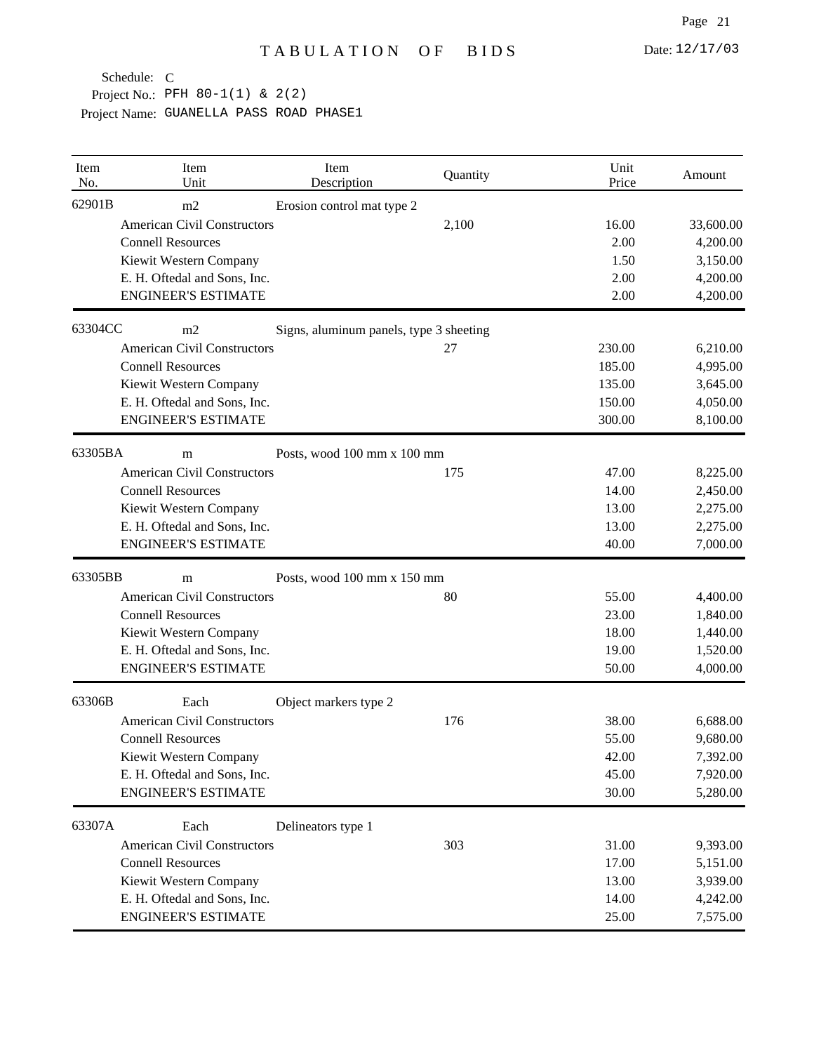# TABULATION OF BIDS

Date: 12/17/03

Schedule: C

Project No.: PFH 80-1(1) & 2(2)

Project Name: GUANELLA PASS ROAD PHASE1

| Item No. | Item Unit | Item Description | Quantity | Unit Price | Amount |
|---|---|---|---|---|---|
| 62901B | m2 | Erosion control mat type 2 | | | |
| | American Civil Constructors | | 2,100 | 16.00 | 33,600.00 |
| | Connell Resources | | | 2.00 | 4,200.00 |
| | Kiewit Western Company | | | 1.50 | 3,150.00 |
| | E. H. Oftedal and Sons, Inc. | | | 2.00 | 4,200.00 |
| | ENGINEER'S ESTIMATE | | | 2.00 | 4,200.00 |
| 63304CC | m2 | Signs, aluminum panels, type 3 sheeting | | | |
| | American Civil Constructors | | 27 | 230.00 | 6,210.00 |
| | Connell Resources | | | 185.00 | 4,995.00 |
| | Kiewit Western Company | | | 135.00 | 3,645.00 |
| | E. H. Oftedal and Sons, Inc. | | | 150.00 | 4,050.00 |
| | ENGINEER'S ESTIMATE | | | 300.00 | 8,100.00 |
| 63305BA | m | Posts, wood 100 mm x 100 mm | | | |
| | American Civil Constructors | | 175 | 47.00 | 8,225.00 |
| | Connell Resources | | | 14.00 | 2,450.00 |
| | Kiewit Western Company | | | 13.00 | 2,275.00 |
| | E. H. Oftedal and Sons, Inc. | | | 13.00 | 2,275.00 |
| | ENGINEER'S ESTIMATE | | | 40.00 | 7,000.00 |
| 63305BB | m | Posts, wood 100 mm x 150 mm | | | |
| | American Civil Constructors | | 80 | 55.00 | 4,400.00 |
| | Connell Resources | | | 23.00 | 1,840.00 |
| | Kiewit Western Company | | | 18.00 | 1,440.00 |
| | E. H. Oftedal and Sons, Inc. | | | 19.00 | 1,520.00 |
| | ENGINEER'S ESTIMATE | | | 50.00 | 4,000.00 |
| 63306B | Each | Object markers type 2 | | | |
| | American Civil Constructors | | 176 | 38.00 | 6,688.00 |
| | Connell Resources | | | 55.00 | 9,680.00 |
| | Kiewit Western Company | | | 42.00 | 7,392.00 |
| | E. H. Oftedal and Sons, Inc. | | | 45.00 | 7,920.00 |
| | ENGINEER'S ESTIMATE | | | 30.00 | 5,280.00 |
| 63307A | Each | Delineators type 1 | | | |
| | American Civil Constructors | | 303 | 31.00 | 9,393.00 |
| | Connell Resources | | | 17.00 | 5,151.00 |
| | Kiewit Western Company | | | 13.00 | 3,939.00 |
| | E. H. Oftedal and Sons, Inc. | | | 14.00 | 4,242.00 |
| | ENGINEER'S ESTIMATE | | | 25.00 | 7,575.00 |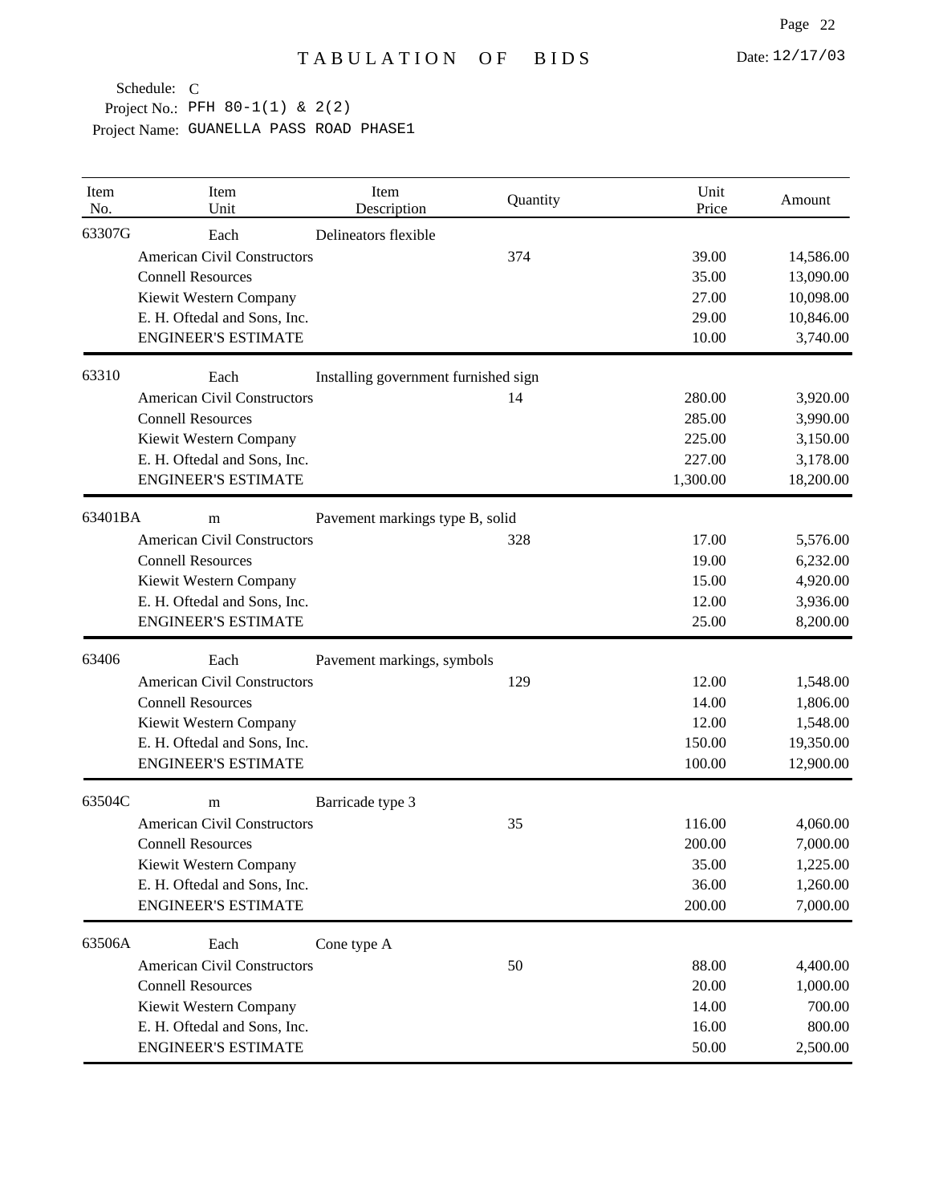# TABULATION OF BIDS

Date: 12/17/03

Schedule: C
Project No.: PFH 80-1(1) & 2(2)
Project Name: GUANELLA PASS ROAD PHASE1

| Item No. | Item Unit | Item Description | Quantity | Unit Price | Amount |
|---|---|---|---|---|---|
| 63307G | Each | Delineators flexible | | | |
| | American Civil Constructors | | 374 | 39.00 | 14,586.00 |
| | Connell Resources | | | 35.00 | 13,090.00 |
| | Kiewit Western Company | | | 27.00 | 10,098.00 |
| | E. H. Oftedal and Sons, Inc. | | | 29.00 | 10,846.00 |
| | ENGINEER'S ESTIMATE | | | 10.00 | 3,740.00 |
| 63310 | Each | Installing government furnished sign | | | |
| | American Civil Constructors | | 14 | 280.00 | 3,920.00 |
| | Connell Resources | | | 285.00 | 3,990.00 |
| | Kiewit Western Company | | | 225.00 | 3,150.00 |
| | E. H. Oftedal and Sons, Inc. | | | 227.00 | 3,178.00 |
| | ENGINEER'S ESTIMATE | | | 1,300.00 | 18,200.00 |
| 63401BA | m | Pavement markings type B, solid | | | |
| | American Civil Constructors | | 328 | 17.00 | 5,576.00 |
| | Connell Resources | | | 19.00 | 6,232.00 |
| | Kiewit Western Company | | | 15.00 | 4,920.00 |
| | E. H. Oftedal and Sons, Inc. | | | 12.00 | 3,936.00 |
| | ENGINEER'S ESTIMATE | | | 25.00 | 8,200.00 |
| 63406 | Each | Pavement markings, symbols | | | |
| | American Civil Constructors | | 129 | 12.00 | 1,548.00 |
| | Connell Resources | | | 14.00 | 1,806.00 |
| | Kiewit Western Company | | | 12.00 | 1,548.00 |
| | E. H. Oftedal and Sons, Inc. | | | 150.00 | 19,350.00 |
| | ENGINEER'S ESTIMATE | | | 100.00 | 12,900.00 |
| 63504C | m | Barricade type 3 | | | |
| | American Civil Constructors | | 35 | 116.00 | 4,060.00 |
| | Connell Resources | | | 200.00 | 7,000.00 |
| | Kiewit Western Company | | | 35.00 | 1,225.00 |
| | E. H. Oftedal and Sons, Inc. | | | 36.00 | 1,260.00 |
| | ENGINEER'S ESTIMATE | | | 200.00 | 7,000.00 |
| 63506A | Each | Cone type A | | | |
| | American Civil Constructors | | 50 | 88.00 | 4,400.00 |
| | Connell Resources | | | 20.00 | 1,000.00 |
| | Kiewit Western Company | | | 14.00 | 700.00 |
| | E. H. Oftedal and Sons, Inc. | | | 16.00 | 800.00 |
| | ENGINEER'S ESTIMATE | | | 50.00 | 2,500.00 |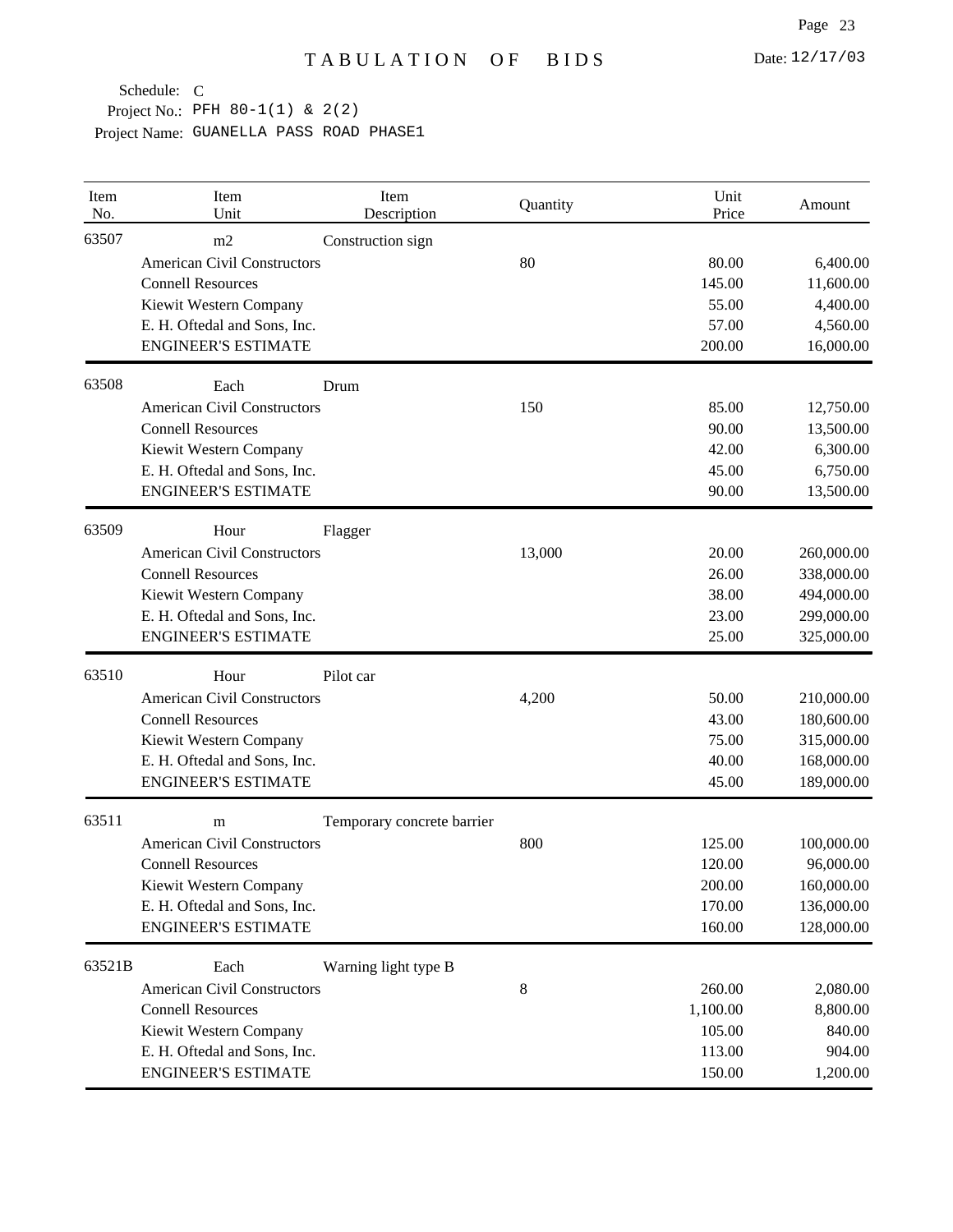# TABULATION OF BIDS

Date: 12/17/03

Schedule: C
Project No.: PFH 80-1(1) & 2(2)
Project Name: GUANELLA PASS ROAD PHASE1

| Item No. | Item Unit | Item Description | Quantity | Unit Price | Amount |
|---|---|---|---|---|---|
| 63507 | m2 | Construction sign | | | |
| | American Civil Constructors | | 80 | 80.00 | 6,400.00 |
| | Connell Resources | | | 145.00 | 11,600.00 |
| | Kiewit Western Company | | | 55.00 | 4,400.00 |
| | E. H. Oftedal and Sons, Inc. | | | 57.00 | 4,560.00 |
| | ENGINEER'S ESTIMATE | | | 200.00 | 16,000.00 |
| 63508 | Each | Drum | | | |
| | American Civil Constructors | | 150 | 85.00 | 12,750.00 |
| | Connell Resources | | | 90.00 | 13,500.00 |
| | Kiewit Western Company | | | 42.00 | 6,300.00 |
| | E. H. Oftedal and Sons, Inc. | | | 45.00 | 6,750.00 |
| | ENGINEER'S ESTIMATE | | | 90.00 | 13,500.00 |
| 63509 | Hour | Flagger | | | |
| | American Civil Constructors | | 13,000 | 20.00 | 260,000.00 |
| | Connell Resources | | | 26.00 | 338,000.00 |
| | Kiewit Western Company | | | 38.00 | 494,000.00 |
| | E. H. Oftedal and Sons, Inc. | | | 23.00 | 299,000.00 |
| | ENGINEER'S ESTIMATE | | | 25.00 | 325,000.00 |
| 63510 | Hour | Pilot car | | | |
| | American Civil Constructors | | 4,200 | 50.00 | 210,000.00 |
| | Connell Resources | | | 43.00 | 180,600.00 |
| | Kiewit Western Company | | | 75.00 | 315,000.00 |
| | E. H. Oftedal and Sons, Inc. | | | 40.00 | 168,000.00 |
| | ENGINEER'S ESTIMATE | | | 45.00 | 189,000.00 |
| 63511 | m | Temporary concrete barrier | | | |
| | American Civil Constructors | | 800 | 125.00 | 100,000.00 |
| | Connell Resources | | | 120.00 | 96,000.00 |
| | Kiewit Western Company | | | 200.00 | 160,000.00 |
| | E. H. Oftedal and Sons, Inc. | | | 170.00 | 136,000.00 |
| | ENGINEER'S ESTIMATE | | | 160.00 | 128,000.00 |
| 63521B | Each | Warning light type B | | | |
| | American Civil Constructors | | 8 | 260.00 | 2,080.00 |
| | Connell Resources | | | 1,100.00 | 8,800.00 |
| | Kiewit Western Company | | | 105.00 | 840.00 |
| | E. H. Oftedal and Sons, Inc. | | | 113.00 | 904.00 |
| | ENGINEER'S ESTIMATE | | | 150.00 | 1,200.00 |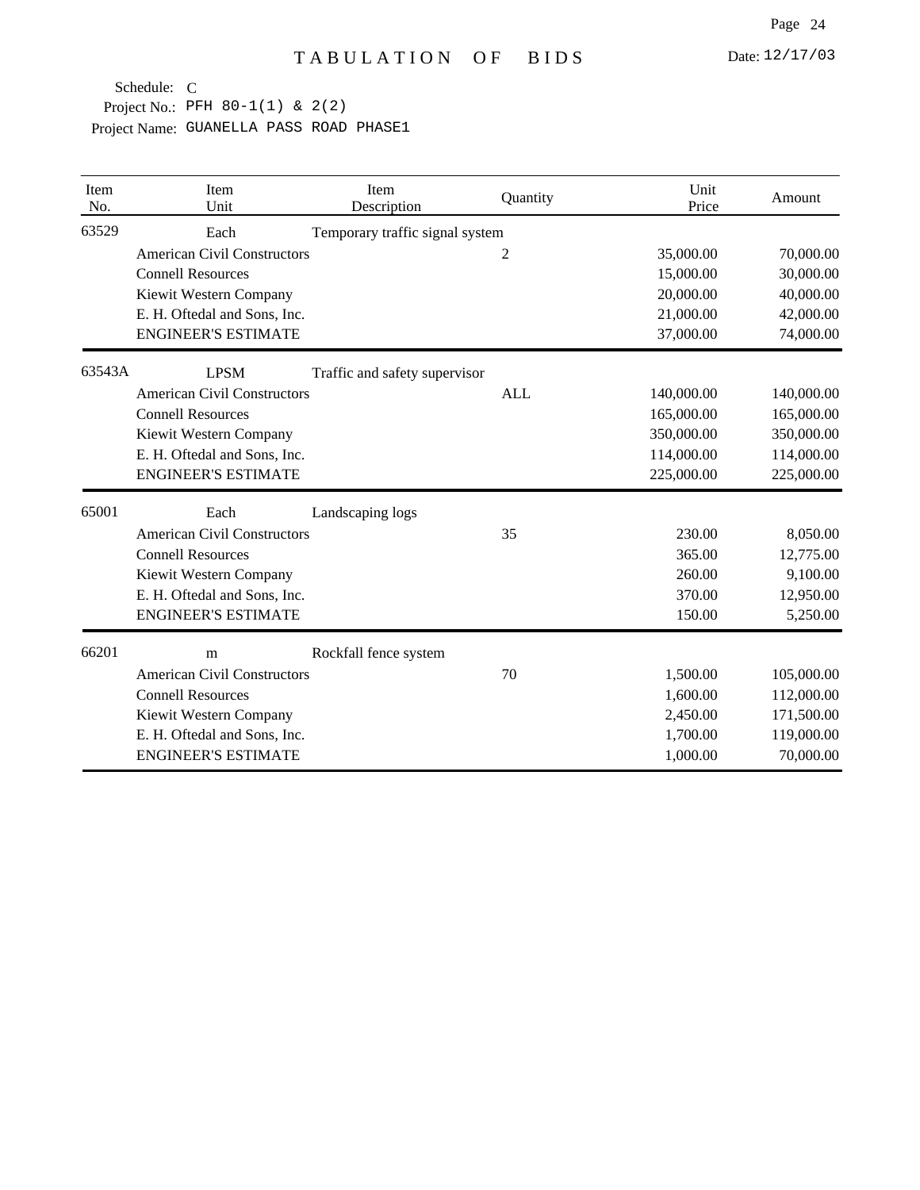# TABULATION OF BIDS

Date: 12/17/03

Schedule: C
Project No.: PFH 80-1(1) & 2(2)
Project Name: GUANELLA PASS ROAD PHASE1

| Item No. | Item Unit | Item Description | Quantity | Unit Price | Amount |
|---|---|---|---|---|---|
| 63529 | Each | Temporary traffic signal system | | | |
| | American Civil Constructors | | 2 | 35,000.00 | 70,000.00 |
| | Connell Resources | | | 15,000.00 | 30,000.00 |
| | Kiewit Western Company | | | 20,000.00 | 40,000.00 |
| | E. H. Oftedal and Sons, Inc. | | | 21,000.00 | 42,000.00 |
| | ENGINEER'S ESTIMATE | | | 37,000.00 | 74,000.00 |
| 63543A | LPSM | Traffic and safety supervisor | | | |
| | American Civil Constructors | | ALL | 140,000.00 | 140,000.00 |
| | Connell Resources | | | 165,000.00 | 165,000.00 |
| | Kiewit Western Company | | | 350,000.00 | 350,000.00 |
| | E. H. Oftedal and Sons, Inc. | | | 114,000.00 | 114,000.00 |
| | ENGINEER'S ESTIMATE | | | 225,000.00 | 225,000.00 |
| 65001 | Each | Landscaping logs | | | |
| | American Civil Constructors | | 35 | 230.00 | 8,050.00 |
| | Connell Resources | | | 365.00 | 12,775.00 |
| | Kiewit Western Company | | | 260.00 | 9,100.00 |
| | E. H. Oftedal and Sons, Inc. | | | 370.00 | 12,950.00 |
| | ENGINEER'S ESTIMATE | | | 150.00 | 5,250.00 |
| 66201 | m | Rockfall fence system | | | |
| | American Civil Constructors | | 70 | 1,500.00 | 105,000.00 |
| | Connell Resources | | | 1,600.00 | 112,000.00 |
| | Kiewit Western Company | | | 2,450.00 | 171,500.00 |
| | E. H. Oftedal and Sons, Inc. | | | 1,700.00 | 119,000.00 |
| | ENGINEER'S ESTIMATE | | | 1,000.00 | 70,000.00 |